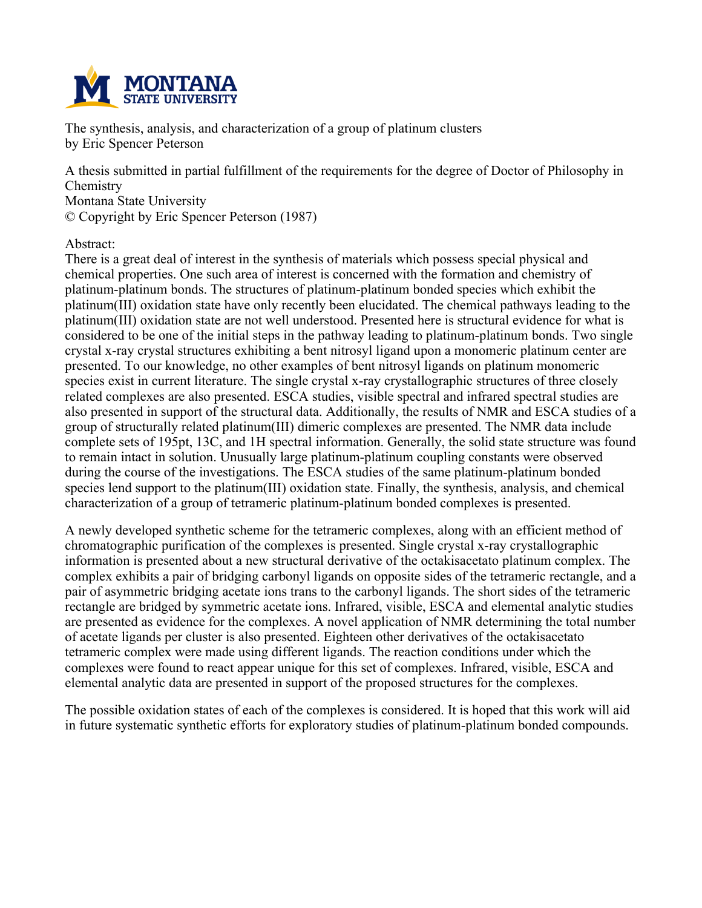The synthesis, analysis, and characterization of a group of platinum clusters
by Eric Spencer Peterson

A thesis submitted in partial fulfillment of the requirements for the degree of Doctor of Philosophy in Chemistry
Montana State University
© Copyright by Eric Spencer Peterson (1987)

Abstract:
There is a great deal of interest in the synthesis of materials which possess special physical and chemical properties. One such area of interest is concerned with the formation and chemistry of platinum-platinum bonds. The structures of platinum-platinum bonded species which exhibit the platinum(III) oxidation state have only recently been elucidated. The chemical pathways leading to the platinum(III) oxidation state are not well understood. Presented here is structural evidence for what is considered to be one of the initial steps in the pathway leading to platinum-platinum bonds. Two single crystal x-ray crystal structures exhibiting a bent nitrosyl ligand upon a monomeric platinum center are presented. To our knowledge, no other examples of bent nitrosyl ligands on platinum monomeric species exist in current literature. The single crystal x-ray crystallographic structures of three closely related complexes are also presented. ESCA studies, visible spectral and infrared spectral studies are also presented in support of the structural data. Additionally, the results of NMR and ESCA studies of a group of structurally related platinum(III) dimeric complexes are presented. The NMR data include complete sets of 195pt, 13C, and 1H spectral information. Generally, the solid state structure was found to remain intact in solution. Unusually large platinum-platinum coupling constants were observed during the course of the investigations. The ESCA studies of the same platinum-platinum bonded species lend support to the platinum(III) oxidation state. Finally, the synthesis, analysis, and chemical characterization of a group of tetrameric platinum-platinum bonded complexes is presented.

A newly developed synthetic scheme for the tetrameric complexes, along with an efficient method of chromatographic purification of the complexes is presented. Single crystal x-ray crystallographic information is presented about a new structural derivative of the octakisacetato platinum complex. The complex exhibits a pair of bridging carbonyl ligands on opposite sides of the tetrameric rectangle, and a pair of asymmetric bridging acetate ions trans to the carbonyl ligands. The short sides of the tetrameric rectangle are bridged by symmetric acetate ions. Infrared, visible, ESCA and elemental analytic studies are presented as evidence for the complexes. A novel application of NMR determining the total number of acetate ligands per cluster is also presented. Eighteen other derivatives of the octakisacetato tetrameric complex were made using different ligands. The reaction conditions under which the complexes were found to react appear unique for this set of complexes. Infrared, visible, ESCA and elemental analytic data are presented in support of the proposed structures for the complexes.

The possible oxidation states of each of the complexes is considered. It is hoped that this work will aid in future systematic synthetic efforts for exploratory studies of platinum-platinum bonded compounds.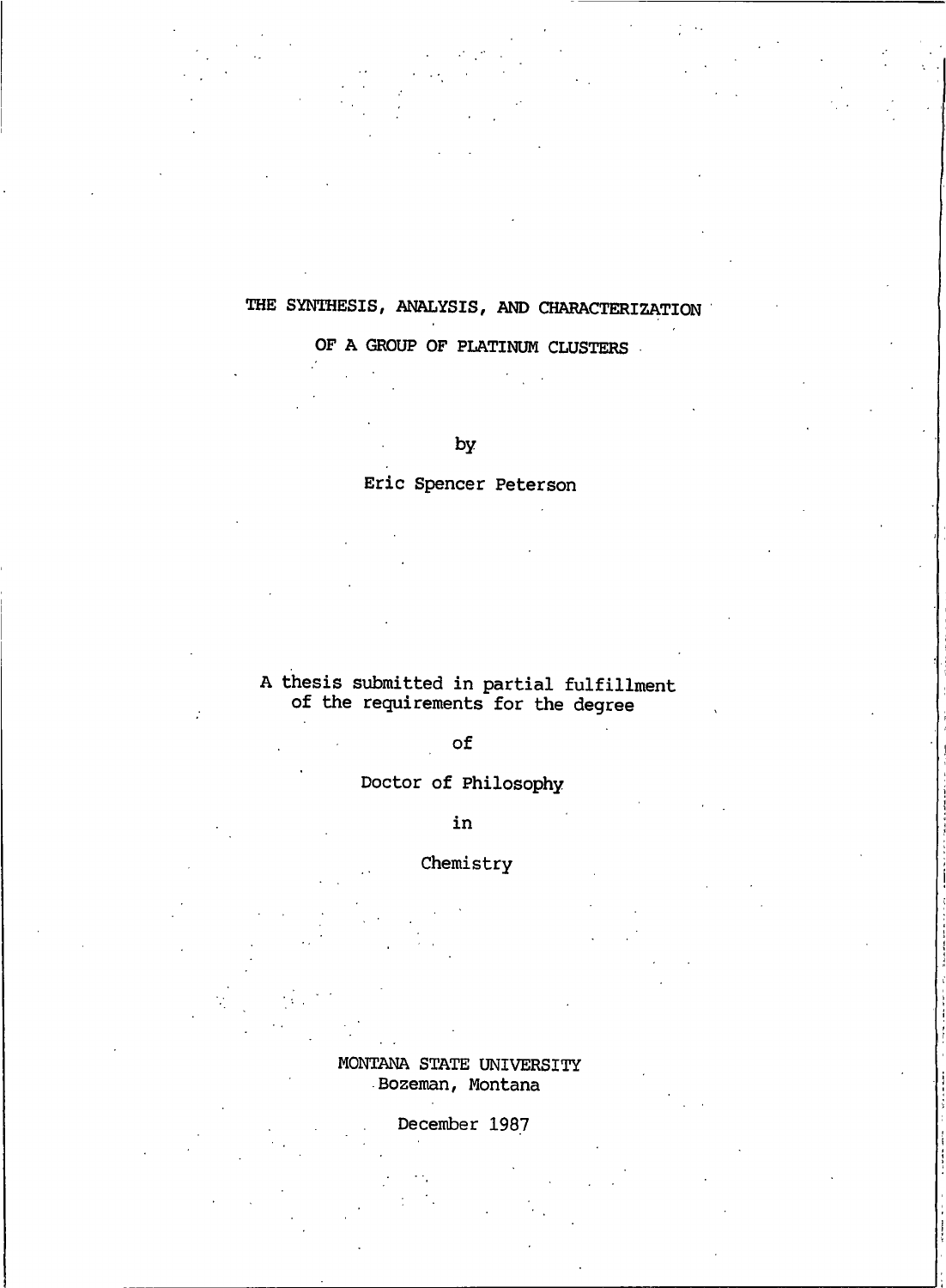# THE SYNTHESIS, ANALYSIS, AND CHARACTERIZATION OF A GROUP OF PLATINUM CLUSTERS

by

Eric Spencer Peterson

A thesis submitted in partial fulfillment of the requirements for the degree

of

Doctor of Philosophy

in

Chemistry

MONTANA STATE UNIVERSITY
Bozeman, Montana

December 1987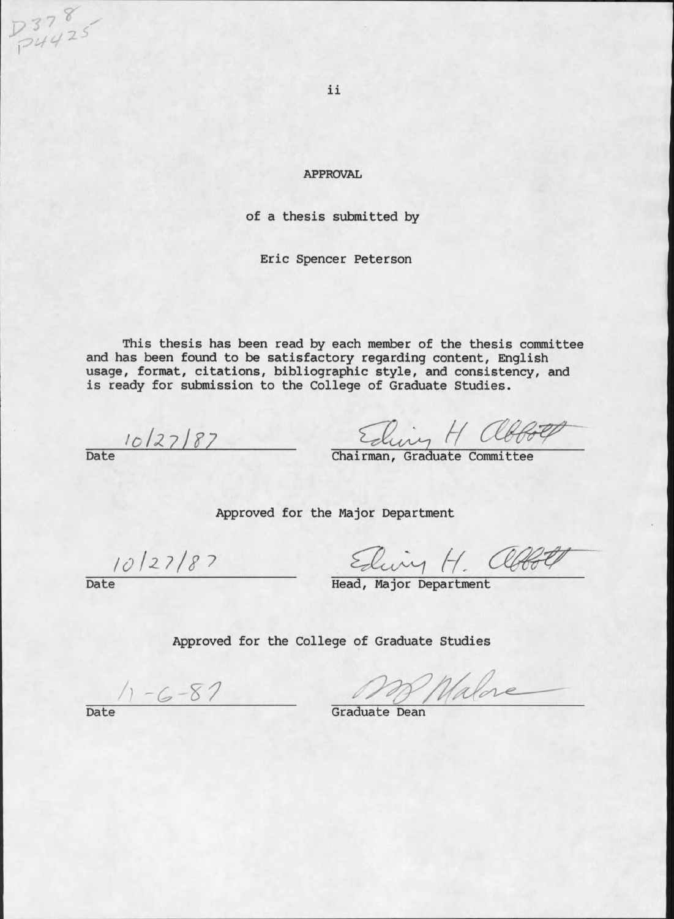D378
P4425

# APPROVAL

of a thesis submitted by

Eric Spencer Peterson

This thesis has been read by each member of the thesis committee and has been found to be satisfactory regarding content, English usage, format, citations, bibliographic style, and consistency, and is ready for submission to the College of Graduate Studies.

10/27/87 — Date

Edwin H Abbott — Chairman, Graduate Committee

Approved for the Major Department

10/27/87 — Date

Edwin H. Abbott — Head, Major Department

Approved for the College of Graduate Studies

11-6-87 — Date

[signature] Malone — Graduate Dean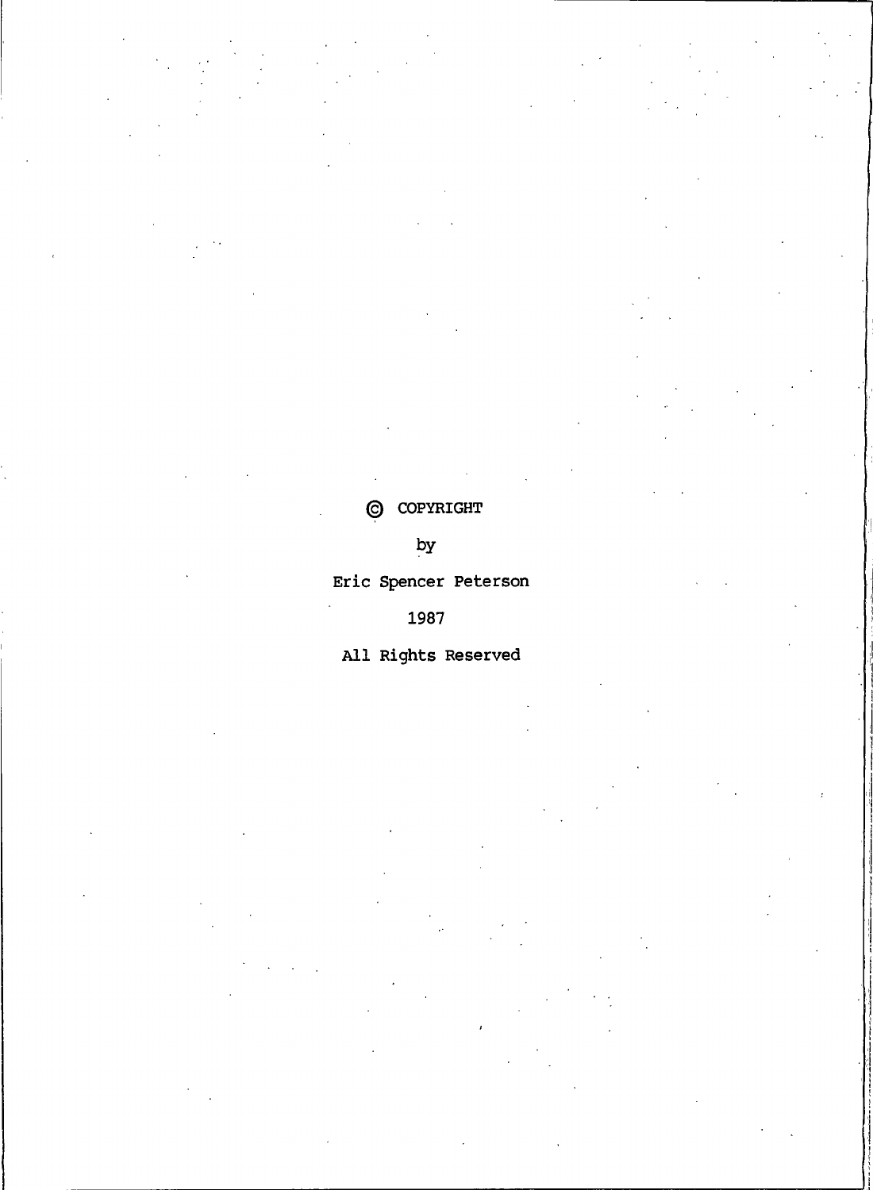© COPYRIGHT

by

Eric Spencer Peterson

1987

All Rights Reserved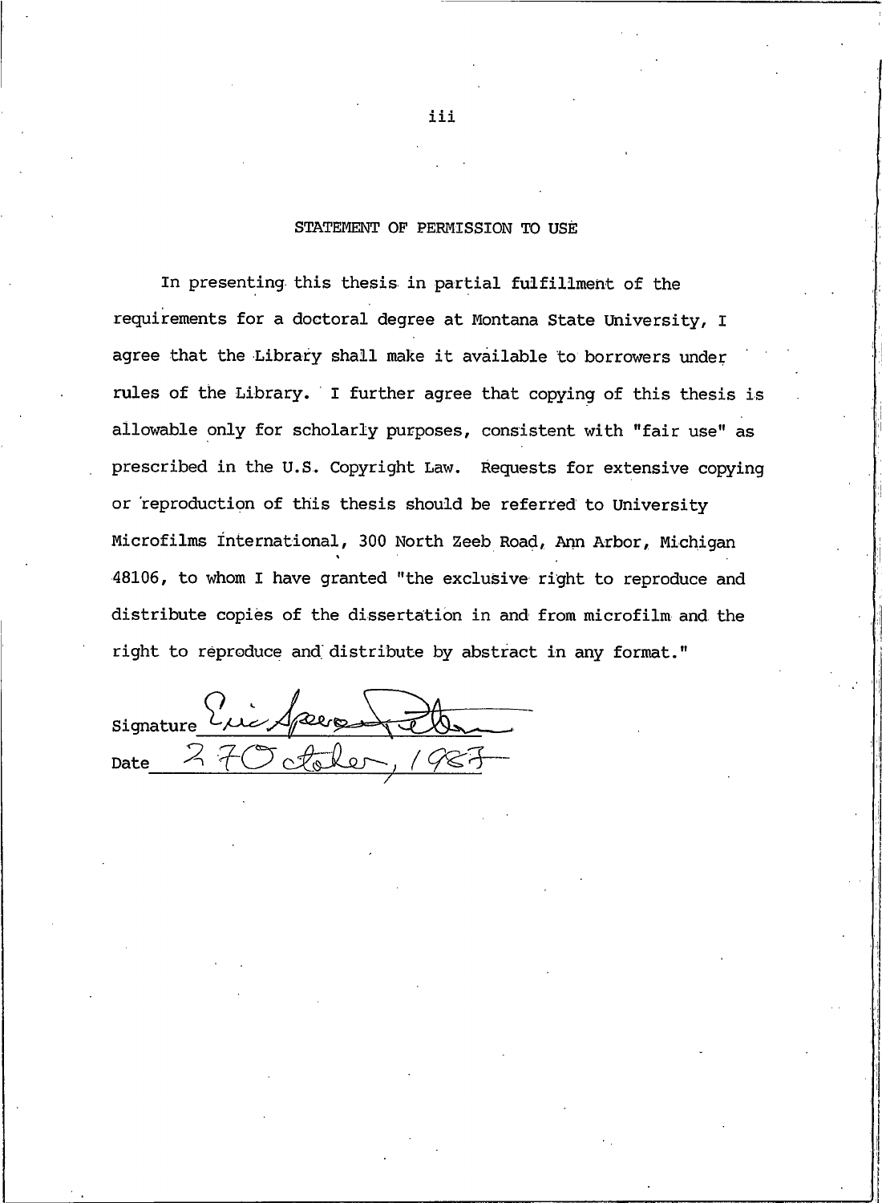## STATEMENT OF PERMISSION TO USE

In presenting this thesis in partial fulfillment of the requirements for a doctoral degree at Montana State University, I agree that the Library shall make it available to borrowers under rules of the Library. I further agree that copying of this thesis is allowable only for scholarly purposes, consistent with "fair use" as prescribed in the U.S. Copyright Law. Requests for extensive copying or reproduction of this thesis should be referred to University Microfilms International, 300 North Zeeb Road, Ann Arbor, Michigan 48106, to whom I have granted "the exclusive right to reproduce and distribute copies of the dissertation in and from microfilm and the right to reproduce and distribute by abstract in any format."

Signature Eric Spears Peterson

Date 27 October, 1987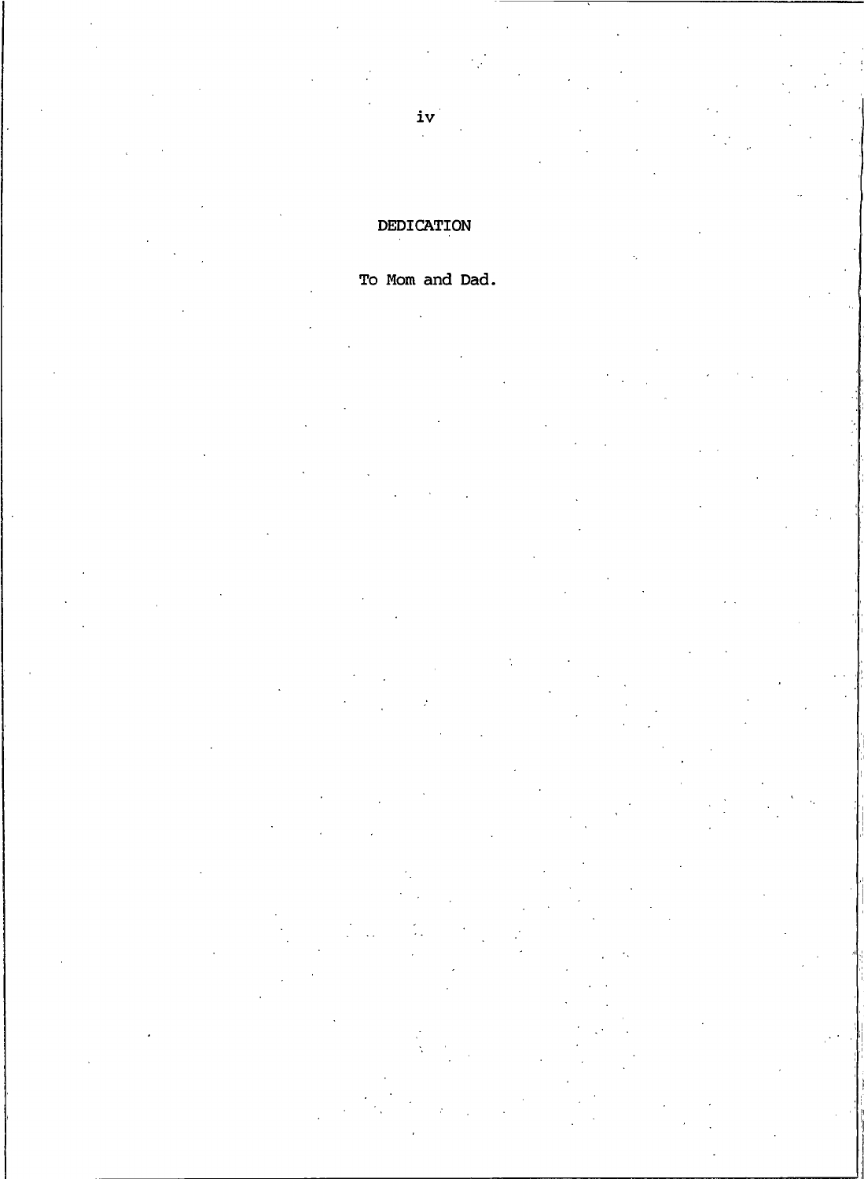# DEDICATION

To Mom and Dad.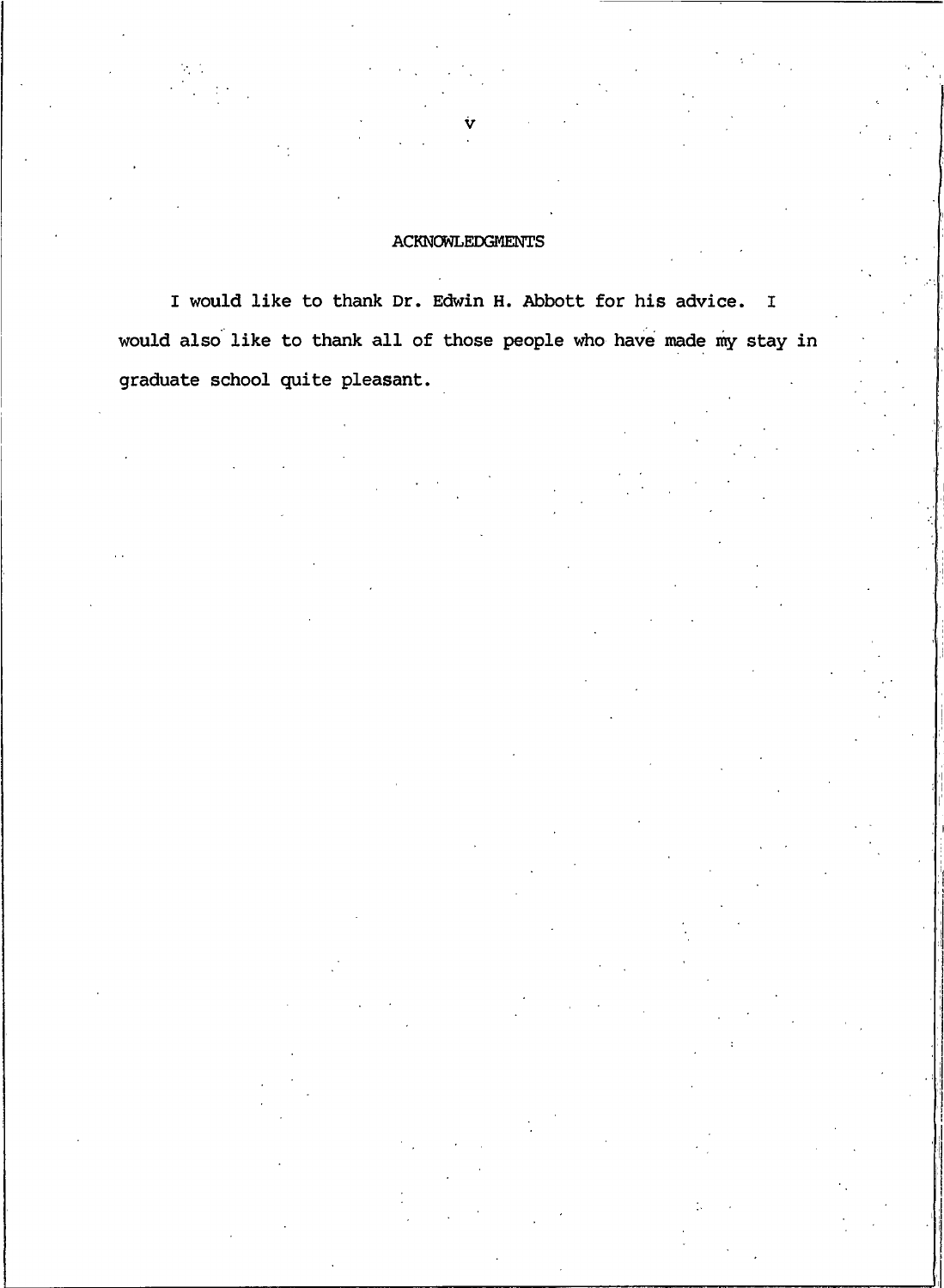# ACKNOWLEDGMENTS

I would like to thank Dr. Edwin H. Abbott for his advice. I would also like to thank all of those people who have made my stay in graduate school quite pleasant.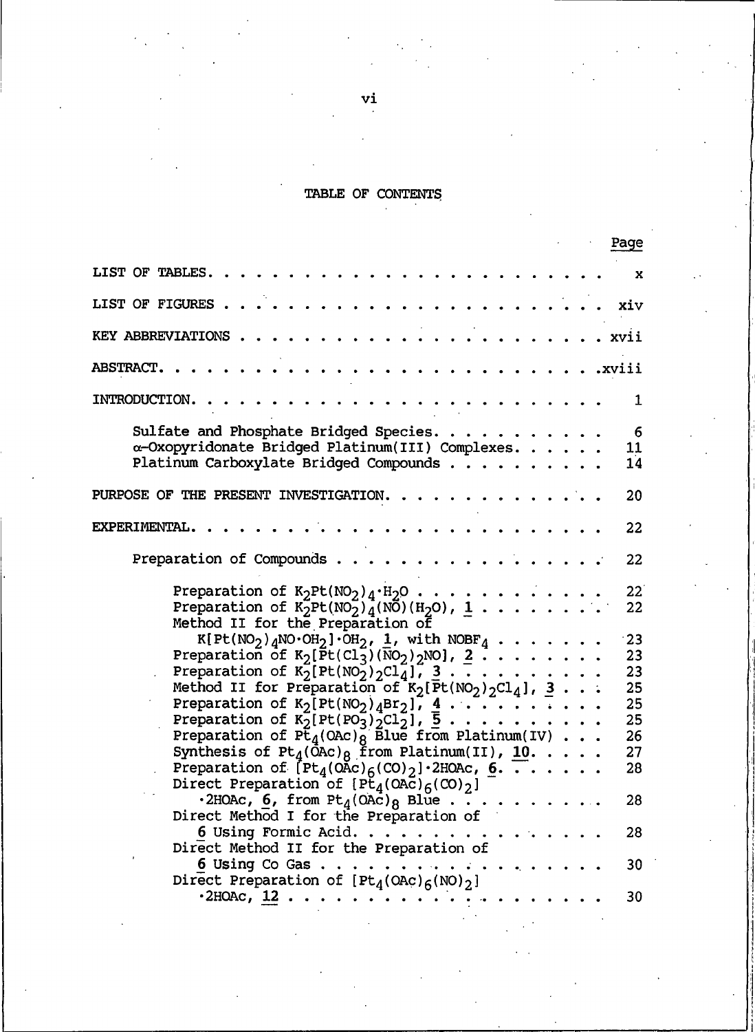# TABLE OF CONTENTS

| | Page |
|---|---|
| LIST OF TABLES | x |
| LIST OF FIGURES | xiv |
| KEY ABBREVIATIONS | xvii |
| ABSTRACT | xviii |
| INTRODUCTION | 1 |
| Sulfate and Phosphate Bridged Species | 6 |
| α-Oxopyridonate Bridged Platinum(III) Complexes | 11 |
| Platinum Carboxylate Bridged Compounds | 14 |
| PURPOSE OF THE PRESENT INVESTIGATION | 20 |
| EXPERIMENTAL | 22 |
| Preparation of Compounds | 22 |
| Preparation of $K_2Pt(NO_2)_4 \cdot H_2O$ | 22 |
| Preparation of $K_2Pt(NO_2)_4(NO)(H_2O)$, **1** | 22 |
| Method II for the Preparation of $K[Pt(NO_2)_4NO \cdot OH_2] \cdot OH_2$, **1**, with $NOBF_4$ | 23 |
| Preparation of $K_2[Pt(Cl_3)(NO_2)_2NO]$, **2** | 23 |
| Preparation of $K_2[Pt(NO_2)_2Cl_4]$, **3** | 23 |
| Method II for Preparation of $K_2[Pt(NO_2)_2Cl_4]$, **3** | 25 |
| Preparation of $K_2[Pt(NO_2)_4Br_2]$, **4** | 25 |
| Preparation of $K_2[Pt(PO_3)_2Cl_2]$, **5** | 25 |
| Preparation of $Pt_4(OAc)_8$ Blue from Platinum(IV) | 26 |
| Synthesis of $Pt_4(OAc)_8$ from Platinum(II), **10**. | 27 |
| Preparation of $[Pt_4(OAc)_6(CO)_2] \cdot 2HOAc$, **6**. | 28 |
| Direct Preparation of $[Pt_4(OAc)_6(CO)_2] \cdot 2HOAc$, **6**, from $Pt_4(OAc)_8$ Blue | 28 |
| Direct Method I for the Preparation of **6** Using Formic Acid | 28 |
| Direct Method II for the Preparation of **6** Using Co Gas | 30 |
| Direct Preparation of $[Pt_4(OAc)_6(NO)_2] \cdot 2HOAc$, **12** | 30 |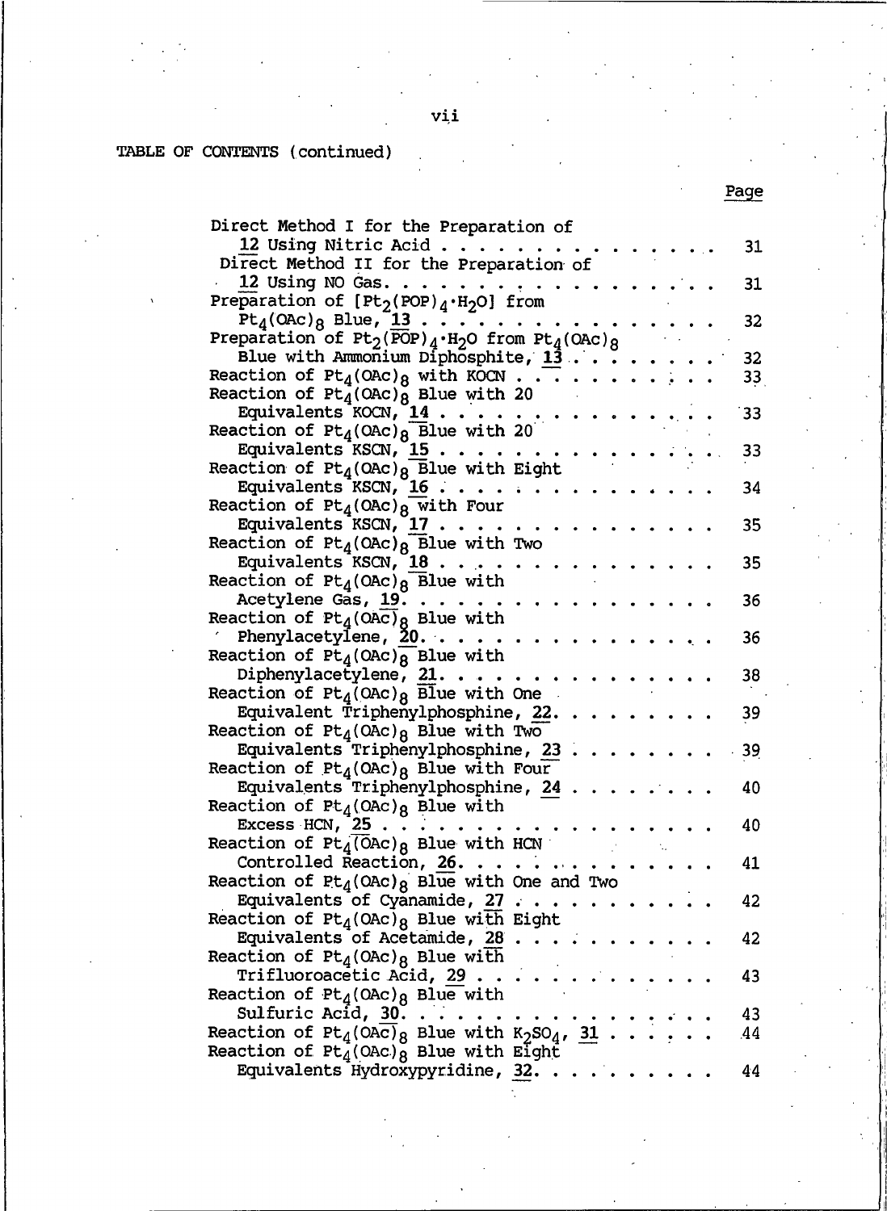TABLE OF CONTENTS (continued)

| | Page |
|---|---|
| Direct Method I for the Preparation of 12 Using Nitric Acid | 31 |
| Direct Method II for the Preparation of 12 Using NO Gas | 31 |
| Preparation of $[Pt_2(\overline{POP})_4 \cdot H_2O]$ from $Pt_4(OAc)_8$ Blue, 13 | 32 |
| Preparation of $Pt_2(\overline{POP})_4 \cdot H_2O$ from $Pt_4(OAc)_8$ Blue with Ammonium Diphosphite, 13 | 32 |
| Reaction of $Pt_4(OAc)_8$ with KOCN | 33 |
| Reaction of $Pt_4(OAc)_8$ Blue with 20 Equivalents KOCN, 14 | 33 |
| Reaction of $Pt_4(OAc)_8$ Blue with 20 Equivalents KSCN, 15 | 33 |
| Reaction of $Pt_4(OAc)_8$ Blue with Eight Equivalents KSCN, 16 | 34 |
| Reaction of $Pt_4(OAc)_8$ with Four Equivalents KSCN, 17 | 35 |
| Reaction of $Pt_4(OAc)_8$ Blue with Two Equivalents KSCN, 18 | 35 |
| Reaction of $Pt_4(OAc)_8$ Blue with Acetylene Gas, 19 | 36 |
| Reaction of $Pt_4(OAc)_8$ Blue with Phenylacetylene, 20 | 36 |
| Reaction of $Pt_4(OAc)_8$ Blue with Diphenylacetylene, 21 | 38 |
| Reaction of $Pt_4(OAc)_8$ Blue with One Equivalent Triphenylphosphine, 22 | 39 |
| Reaction of $Pt_4(OAc)_8$ Blue with Two Equivalents Triphenylphosphine, 23 | 39 |
| Reaction of $Pt_4(OAc)_8$ Blue with Four Equivalents Triphenylphosphine, 24 | 40 |
| Reaction of $Pt_4(OAc)_8$ Blue with Excess HCN, 25 | 40 |
| Reaction of $Pt_4(OAc)_8$ Blue with HCN Controlled Reaction, 26 | 41 |
| Reaction of $Pt_4(OAc)_8$ Blue with One and Two Equivalents of Cyanamide, 27 | 42 |
| Reaction of $Pt_4(OAc)_8$ Blue with Eight Equivalents of Acetamide, 28 | 42 |
| Reaction of $Pt_4(OAc)_8$ Blue with Trifluoroacetic Acid, 29 | 43 |
| Reaction of $Pt_4(OAc)_8$ Blue with Sulfuric Acid, 30 | 43 |
| Reaction of $Pt_4(OAc)_8$ Blue with $K_2SO_4$, 31 | 44 |
| Reaction of $Pt_4(OAc)_8$ Blue with Eight Equivalents Hydroxypyridine, 32 | 44 |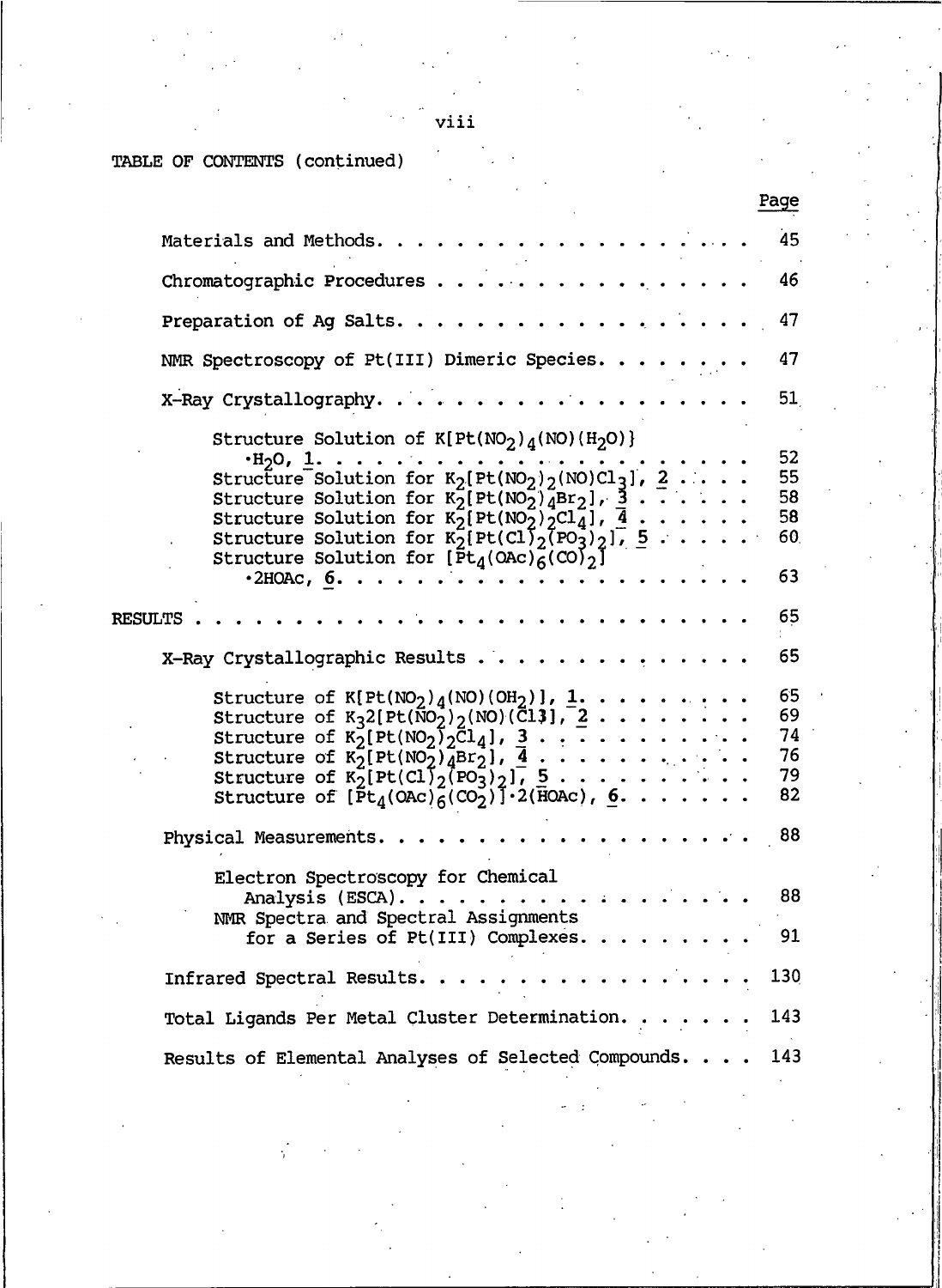TABLE OF CONTENTS (continued)

| | Page |
|---|---|
| Materials and Methods | 45 |
| Chromatographic Procedures | 46 |
| Preparation of Ag Salts | 47 |
| NMR Spectroscopy of Pt(III) Dimeric Species | 47 |
| X-Ray Crystallography | 51 |
| Structure Solution of $K[Pt(NO_2)_4(NO)(H_2O)]\cdot H_2O$, **1** | 52 |
| Structure Solution for $K_2[Pt(NO_2)_2(NO)Cl_3]$, **2** | 55 |
| Structure Solution for $K_2[Pt(NO_2)_4Br_2]$, **3** | 58 |
| Structure Solution for $K_2[Pt(NO_2)_2Cl_4]$, **4** | 58 |
| Structure Solution for $K_2[Pt(Cl)_2(PO_3)_2]$, **5** | 60 |
| Structure Solution for $[Pt_4(OAc)_6(CO)_2]\cdot 2HOAc$, **6** | 63 |
| RESULTS | 65 |
| X-Ray Crystallographic Results | 65 |
| Structure of $K[Pt(NO_2)_4(NO)(OH_2)]$, **1** | 65 |
| Structure of $K_32[Pt(NO_2)_2(NO)(Cl3]$, **2** | 69 |
| Structure of $K_2[Pt(NO_2)_2Cl_4]$, **3** | 74 |
| Structure of $K_2[Pt(NO_2)_4Br_2]$, **4** | 76 |
| Structure of $K_2[Pt(Cl)_2(PO_3)_2]$, **5** | 79 |
| Structure of $[Pt_4(OAc)_6(CO_2)]\cdot 2(HOAc)$, **6** | 82 |
| Physical Measurements | 88 |
| Electron Spectroscopy for Chemical Analysis (ESCA) | 88 |
| NMR Spectra and Spectral Assignments for a Series of Pt(III) Complexes | 91 |
| Infrared Spectral Results | 130 |
| Total Ligands Per Metal Cluster Determination | 143 |
| Results of Elemental Analyses of Selected Compounds | 143 |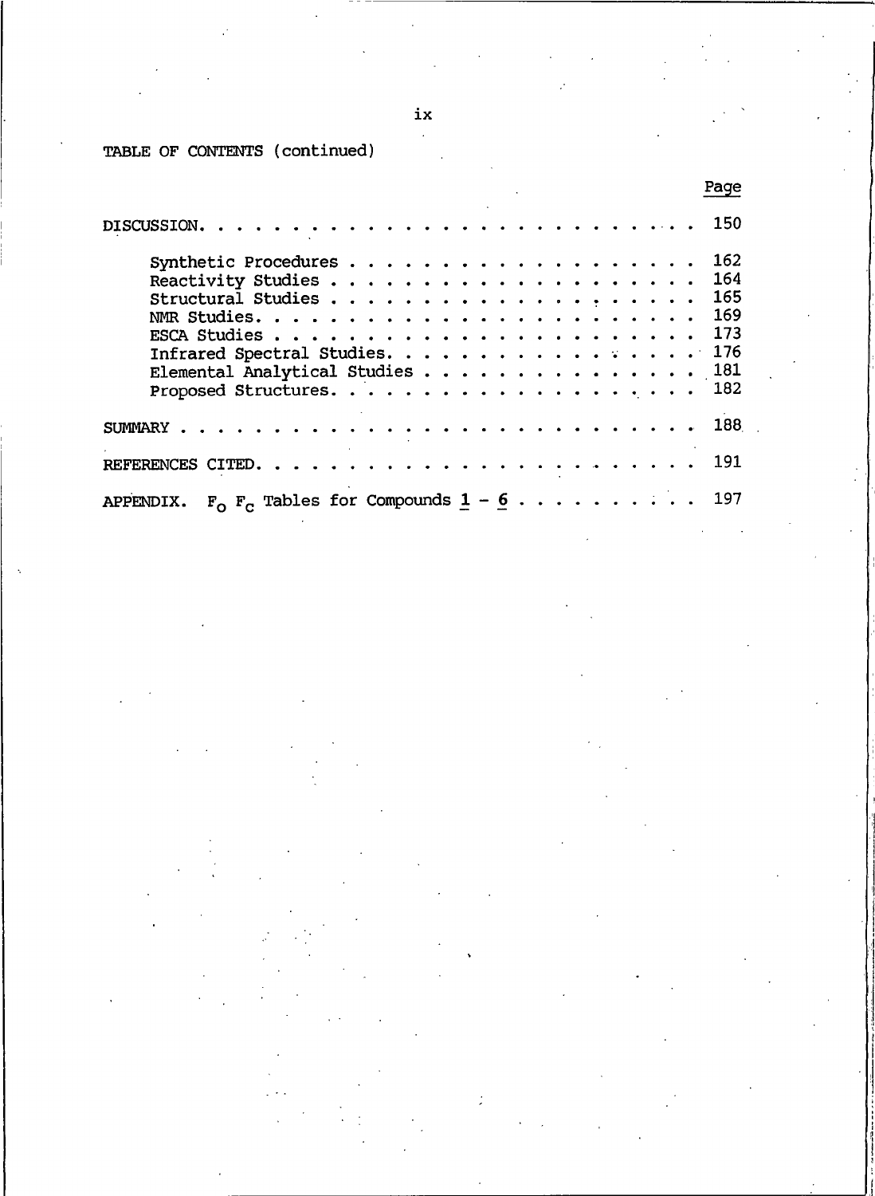TABLE OF CONTENTS (continued)

| | Page |
|---|---|
| DISCUSSION | 150 |
| Synthetic Procedures | 162 |
| Reactivity Studies | 164 |
| Structural Studies | 165 |
| NMR Studies | 169 |
| ESCA Studies | 173 |
| Infrared Spectral Studies | 176 |
| Elemental Analytical Studies | 181 |
| Proposed Structures | 182 |
| SUMMARY | 188 |
| REFERENCES CITED | 191 |
| APPENDIX. $F_o$ $F_c$ Tables for Compounds 1 - 6 | 197 |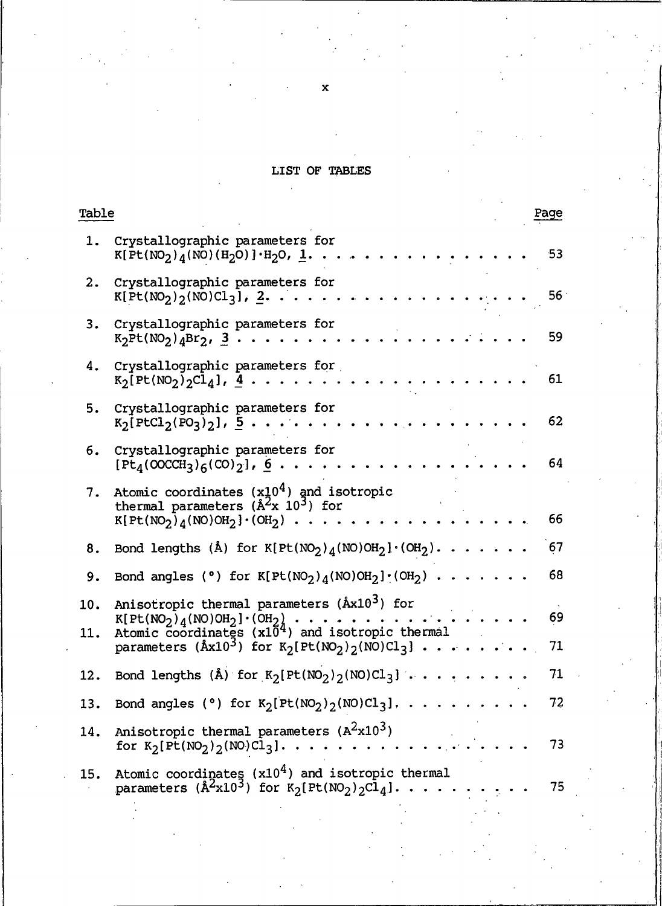## LIST OF TABLES

| Table | | Page |
|---|---|---|
| 1. | Crystallographic parameters for $K[Pt(NO_2)_4(NO)(H_2O)]\cdot H_2O$, 1. | 53 |
| 2. | Crystallographic parameters for $K[Pt(NO_2)_2(NO)Cl_3]$, 2. | 56 |
| 3. | Crystallographic parameters for $K_2Pt(NO_2)_4Br_2$, 3 | 59 |
| 4. | Crystallographic parameters for $K_2[Pt(NO_2)_2Cl_4]$, 4 | 61 |
| 5. | Crystallographic parameters for $K_2[PtCl_2(PO_3)_2]$, 5 | 62 |
| 6. | Crystallographic parameters for $[Pt_4(OOCCH_3)_6(CO)_2]$, 6 | 64 |
| 7. | Atomic coordinates ($\times 10^4$) and isotropic thermal parameters ($Å^2 \times 10^3$) for $K[Pt(NO_2)_4(NO)OH_2]\cdot(OH_2)$ | 66 |
| 8. | Bond lengths (Å) for $K[Pt(NO_2)_4(NO)OH_2]\cdot(OH_2)$. | 67 |
| 9. | Bond angles (°) for $K[Pt(NO_2)_4(NO)OH_2]\cdot(OH_2)$ | 68 |
| 10. | Anisotropic thermal parameters ($Å \times 10^3$) for $K[Pt(NO_2)_4(NO)OH_2]\cdot(OH_2)$ | 69 |
| 11. | Atomic coordinates ($\times 10^4$) and isotropic thermal parameters ($Å \times 10^3$) for $K_2[Pt(NO_2)_2(NO)Cl_3]$ | 71 |
| 12. | Bond lengths (Å) for $K_2[Pt(NO_2)_2(NO)Cl_3]$ | 71 |
| 13. | Bond angles (°) for $K_2[Pt(NO_2)_2(NO)Cl_3]$. | 72 |
| 14. | Anisotropic thermal parameters ($A^2 \times 10^3$) for $K_2[Pt(NO_2)_2(NO)Cl_3]$. | 73 |
| 15. | Atomic coordinates ($\times 10^4$) and isotropic thermal parameters ($Å^2 \times 10^3$) for $K_2[Pt(NO_2)_2Cl_4]$. | 75 |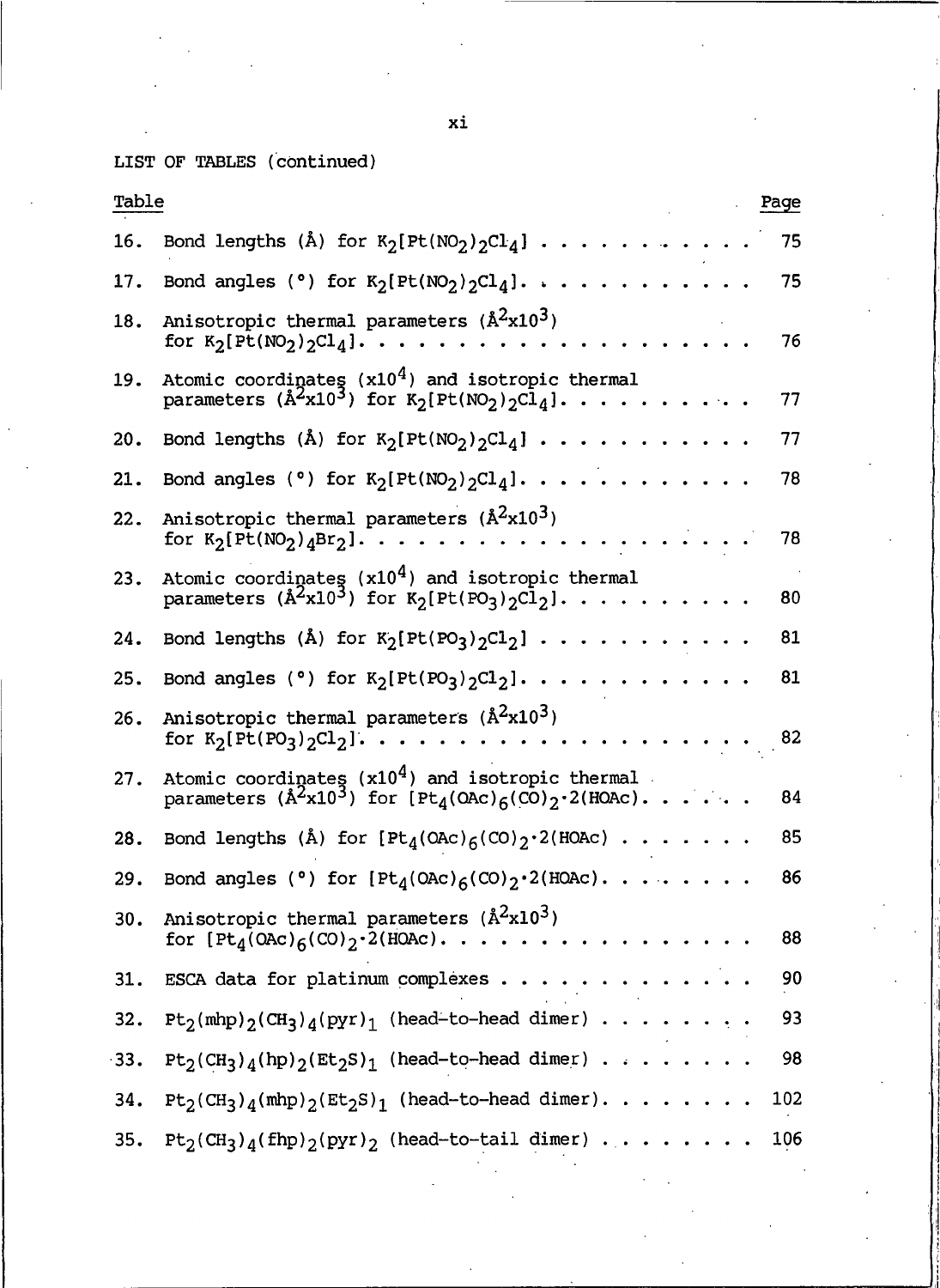LIST OF TABLES (continued)

| Table | | Page |
|---|---|---|
| 16. | Bond lengths (Å) for $K_2[Pt(NO_2)_2Cl_4]$ | 75 |
| 17. | Bond angles (°) for $K_2[Pt(NO_2)_2Cl_4]$. | 75 |
| 18. | Anisotropic thermal parameters ($Å^2x10^3$) for $K_2[Pt(NO_2)_2Cl_4]$. | 76 |
| 19. | Atomic coordinates ($x10^4$) and isotropic thermal parameters ($Å^2x10^3$) for $K_2[Pt(NO_2)_2Cl_4]$. | 77 |
| 20. | Bond lengths (Å) for $K_2[Pt(NO_2)_2Cl_4]$ | 77 |
| 21. | Bond angles (°) for $K_2[Pt(NO_2)_2Cl_4]$. | 78 |
| 22. | Anisotropic thermal parameters ($Å^2x10^3$) for $K_2[Pt(NO_2)_4Br_2]$. | 78 |
| 23. | Atomic coordinates ($x10^4$) and isotropic thermal parameters ($Å^2x10^3$) for $K_2[Pt(PO_3)_2Cl_2]$. | 80 |
| 24. | Bond lengths (Å) for $K_2[Pt(PO_3)_2Cl_2]$ | 81 |
| 25. | Bond angles (°) for $K_2[Pt(PO_3)_2Cl_2]$. | 81 |
| 26. | Anisotropic thermal parameters ($Å^2x10^3$) for $K_2[Pt(PO_3)_2Cl_2]$. | 82 |
| 27. | Atomic coordinates ($x10^4$) and isotropic thermal parameters ($Å^2x10^3$) for $[Pt_4(OAc)_6(CO)_2 \cdot 2(HOAc)$. | 84 |
| 28. | Bond lengths (Å) for $[Pt_4(OAc)_6(CO)_2 \cdot 2(HOAc)$ | 85 |
| 29. | Bond angles (°) for $[Pt_4(OAc)_6(CO)_2 \cdot 2(HOAc)$. | 86 |
| 30. | Anisotropic thermal parameters ($Å^2x10^3$) for $[Pt_4(OAc)_6(CO)_2 \cdot 2(HOAc)$. | 88 |
| 31. | ESCA data for platinum complexes | 90 |
| 32. | $Pt_2(mhp)_2(CH_3)_4(pyr)_1$ (head-to-head dimer) | 93 |
| 33. | $Pt_2(CH_3)_4(hp)_2(Et_2S)_1$ (head-to-head dimer) | 98 |
| 34. | $Pt_2(CH_3)_4(mhp)_2(Et_2S)_1$ (head-to-head dimer). | 102 |
| 35. | $Pt_2(CH_3)_4(fhp)_2(pyr)_2$ (head-to-tail dimer) | 106 |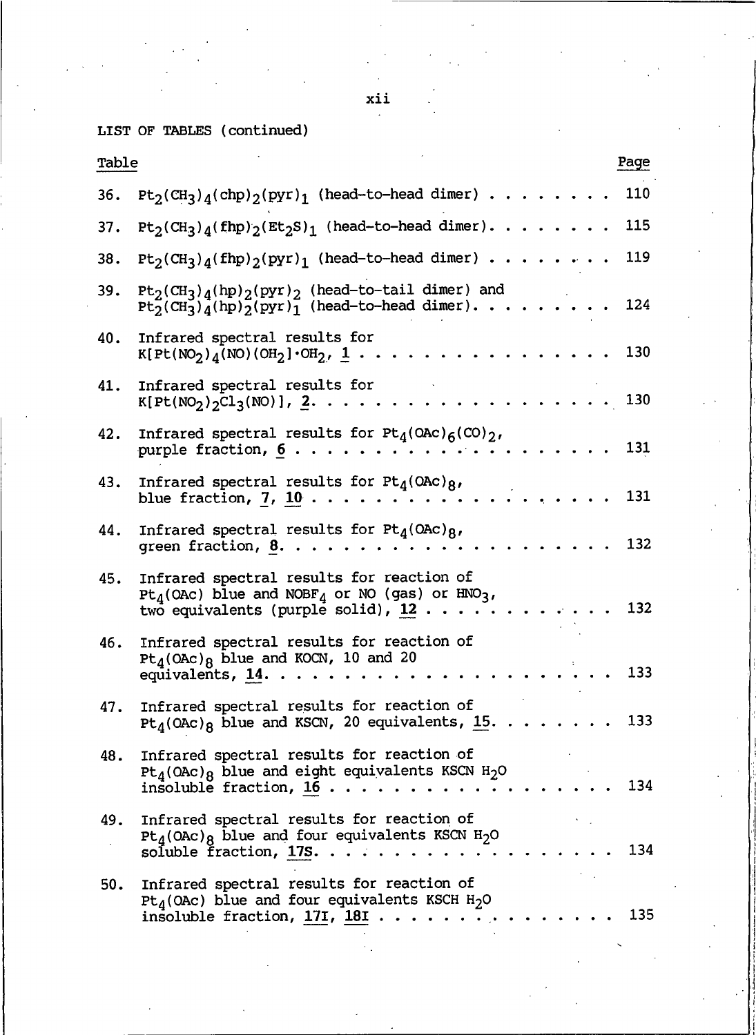LIST OF TABLES (continued)

| Table | | Page |
|---|---|---|
| 36. | $Pt_2(CH_3)_4(chp)_2(pyr)_1$ (head-to-head dimer) | 110 |
| 37. | $Pt_2(CH_3)_4(fhp)_2(Et_2S)_1$ (head-to-head dimer) | 115 |
| 38. | $Pt_2(CH_3)_4(fhp)_2(pyr)_1$ (head-to-head dimer) | 119 |
| 39. | $Pt_2(CH_3)_4(hp)_2(pyr)_2$ (head-to-tail dimer) and $Pt_2(CH_3)_4(hp)_2(pyr)_1$ (head-to-head dimer) | 124 |
| 40. | Infrared spectral results for $K[Pt(NO_2)_4(NO)(OH_2]\cdot OH_2$, 1 | 130 |
| 41. | Infrared spectral results for $K[Pt(NO_2)_2Cl_3(NO)]$, 2 | 130 |
| 42. | Infrared spectral results for $Pt_4(OAc)_6(CO)_2$, purple fraction, 6 | 131 |
| 43. | Infrared spectral results for $Pt_4(OAc)_8$, blue fraction, 7, 10 | 131 |
| 44. | Infrared spectral results for $Pt_4(OAc)_8$, green fraction, 8 | 132 |
| 45. | Infrared spectral results for reaction of $Pt_4(OAc)$ blue and $NOBF_4$ or NO (gas) or $HNO_3$, two equivalents (purple solid), 12 | 132 |
| 46. | Infrared spectral results for reaction of $Pt_4(OAc)_8$ blue and KOCN, 10 and 20 equivalents, 14 | 133 |
| 47. | Infrared spectral results for reaction of $Pt_4(OAc)_8$ blue and KSCN, 20 equivalents, 15 | 133 |
| 48. | Infrared spectral results for reaction of $Pt_4(OAc)_8$ blue and eight equivalents KSCN $H_2O$ insoluble fraction, 16 | 134 |
| 49. | Infrared spectral results for reaction of $Pt_4(OAc)_8$ blue and four equivalents KSCN $H_2O$ soluble fraction, 17S | 134 |
| 50. | Infrared spectral results for reaction of $Pt_4(OAc)$ blue and four equivalents KSCH $H_2O$ insoluble fraction, 17I, 18I | 135 |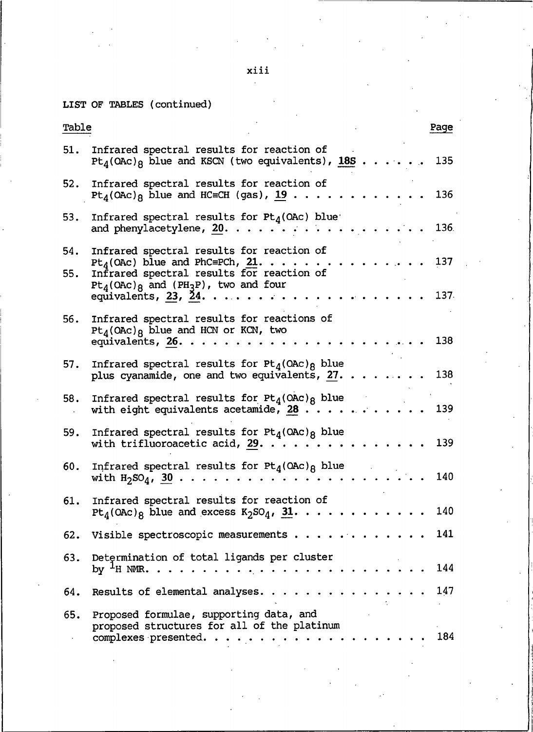LIST OF TABLES (continued)

| Table | | Page |
|---|---|---|
| 51. | Infrared spectral results for reaction of $Pt_4(OAc)_8$ blue and KSCN (two equivalents), **18S** | 135 |
| 52. | Infrared spectral results for reaction of $Pt_4(OAc)_8$ blue and HC≡CH (gas), **19** | 136 |
| 53. | Infrared spectral results for $Pt_4(OAc)$ blue and phenylacetylene, **20**. | 136 |
| 54. | Infrared spectral results for reaction of $Pt_4(OAc)$ blue and PhC≡PCh, **21**. | 137 |
| 55. | Infrared spectral results for reaction of $Pt_4(OAc)_8$ and $(PH_3P)$, two and four equivalents, **23**, **24**. | 137 |
| 56. | Infrared spectral results for reactions of $Pt_4(OAc)_8$ blue and HCN or KCN, two equivalents, **26**. | 138 |
| 57. | Infrared spectral results for $Pt_4(OAc)_8$ blue plus cyanamide, one and two equivalents, **27**. | 138 |
| 58. | Infrared spectral results for $Pt_4(OAc)_8$ blue with eight equivalents acetamide, **28** | 139 |
| 59. | Infrared spectral results for $Pt_4(OAc)_8$ blue with trifluoroacetic acid, **29**. | 139 |
| 60. | Infrared spectral results for $Pt_4(OAc)_8$ blue with $H_2SO_4$, **30** | 140 |
| 61. | Infrared spectral results for reaction of $Pt_4(OAc)_8$ blue and excess $K_2SO_4$, **31**. | 140 |
| 62. | Visible spectroscopic measurements | 141 |
| 63. | Determination of total ligands per cluster by $^1H$ NMR. | 144 |
| 64. | Results of elemental analyses. | 147 |
| 65. | Proposed formulae, supporting data, and proposed structures for all of the platinum complexes presented. | 184 |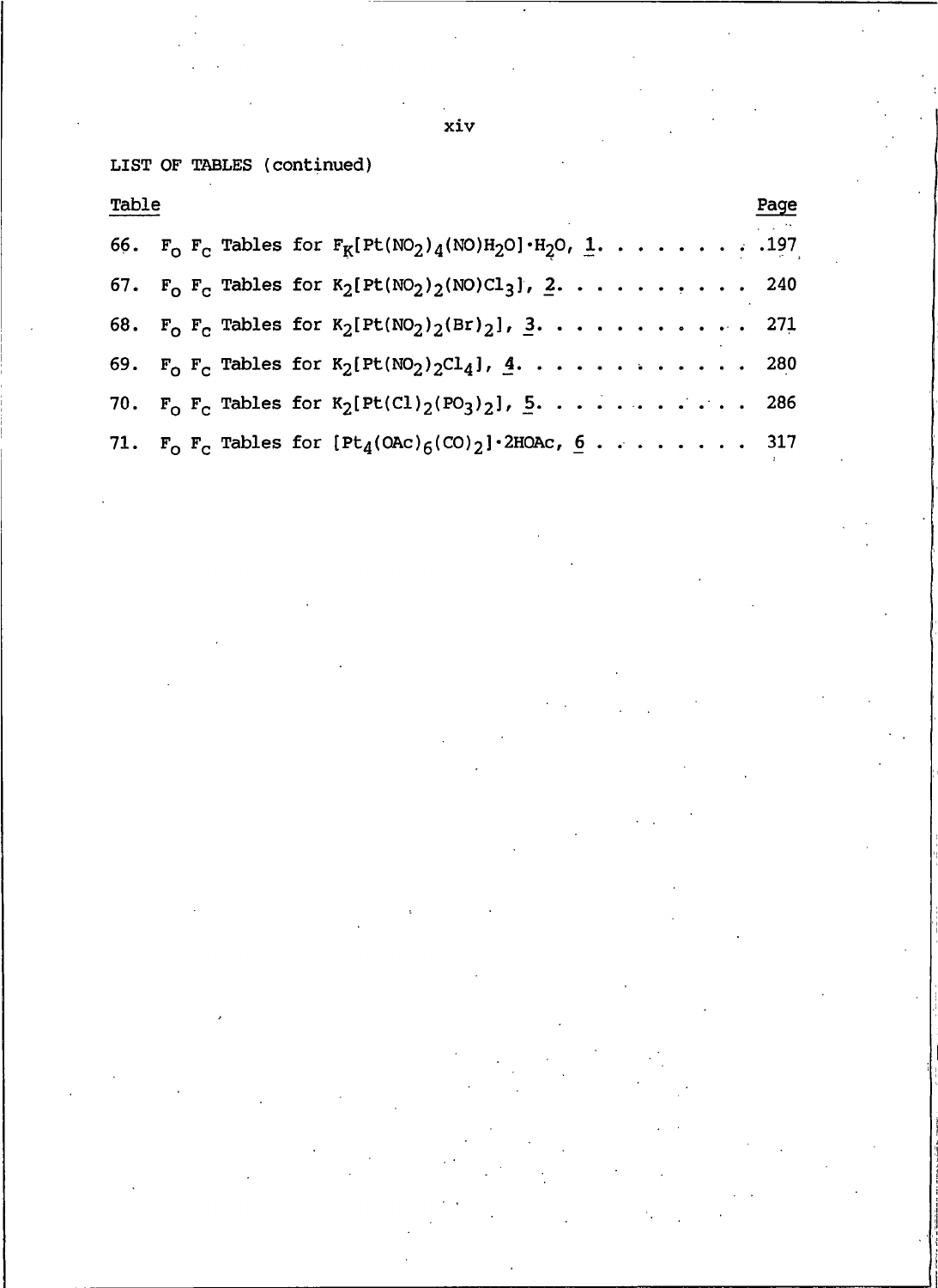LIST OF TABLES (continued)

| Table | | Page |
|---|---|---|
| 66. | $F_o$ $F_c$ Tables for $F_K[Pt(NO_2)_4(NO)H_2O]\cdot H_2O$, 1. | 197 |
| 67. | $F_o$ $F_c$ Tables for $K_2[Pt(NO_2)_2(NO)Cl_3]$, 2. | 240 |
| 68. | $F_o$ $F_c$ Tables for $K_2[Pt(NO_2)_2(Br)_2]$, 3. | 271 |
| 69. | $F_o$ $F_c$ Tables for $K_2[Pt(NO_2)_2Cl_4]$, 4. | 280 |
| 70. | $F_o$ $F_c$ Tables for $K_2[Pt(Cl)_2(PO_3)_2]$, 5. | 286 |
| 71. | $F_o$ $F_c$ Tables for $[Pt_4(OAc)_6(CO)_2]\cdot 2HOAc$, 6 | 317 |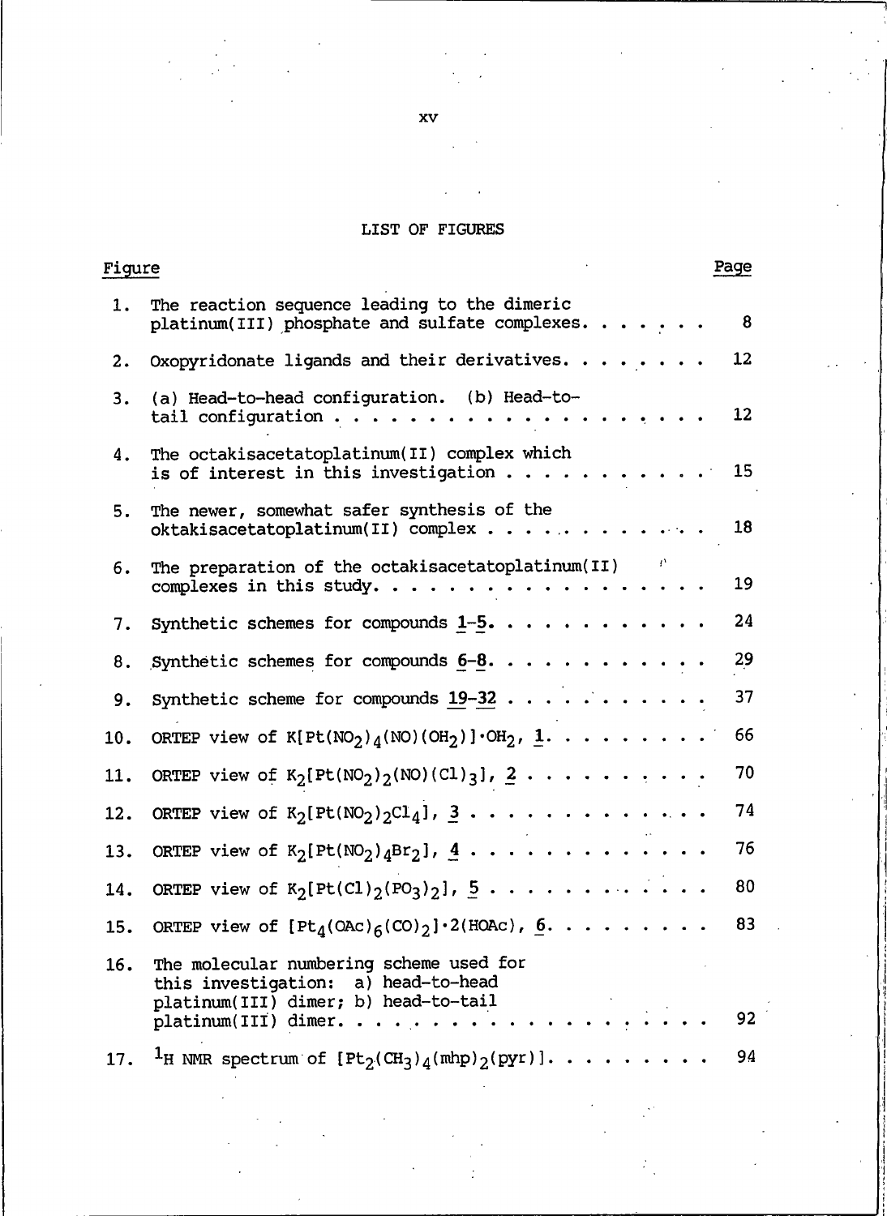# LIST OF FIGURES

| Figure | | Page |
|---|---|---|
| 1. | The reaction sequence leading to the dimeric platinum(III) phosphate and sulfate complexes. | 8 |
| 2. | Oxopyridonate ligands and their derivatives. | 12 |
| 3. | (a) Head-to-head configuration. (b) Head-to-tail configuration | 12 |
| 4. | The octakisacetatoplatinum(II) complex which is of interest in this investigation | 15 |
| 5. | The newer, somewhat safer synthesis of the oktakisacetatoplatinum(II) complex | 18 |
| 6. | The preparation of the octakisacetatoplatinum(II) complexes in this study. | 19 |
| 7. | Synthetic schemes for compounds 1–5. | 24 |
| 8. | Synthetic schemes for compounds 6–8. | 29 |
| 9. | Synthetic scheme for compounds 19–32 | 37 |
| 10. | ORTEP view of $K[Pt(NO_2)_4(NO)(OH_2)]\cdot OH_2$, 1. | 66 |
| 11. | ORTEP view of $K_2[Pt(NO_2)_2(NO)(Cl)_3]$, 2 | 70 |
| 12. | ORTEP view of $K_2[Pt(NO_2)_2Cl_4]$, 3 | 74 |
| 13. | ORTEP view of $K_2[Pt(NO_2)_4Br_2]$, 4 | 76 |
| 14. | ORTEP view of $K_2[Pt(Cl)_2(PO_3)_2]$, 5 | 80 |
| 15. | ORTEP view of $[Pt_4(OAc)_6(CO)_2]\cdot 2(HOAc)$, 6. | 83 |
| 16. | The molecular numbering scheme used for this investigation: a) head-to-head platinum(III) dimer; b) head-to-tail platinum(III) dimer. | 92 |
| 17. | $^1H$ NMR spectrum of $[Pt_2(CH_3)_4(mhp)_2(pyr)]$. | 94 |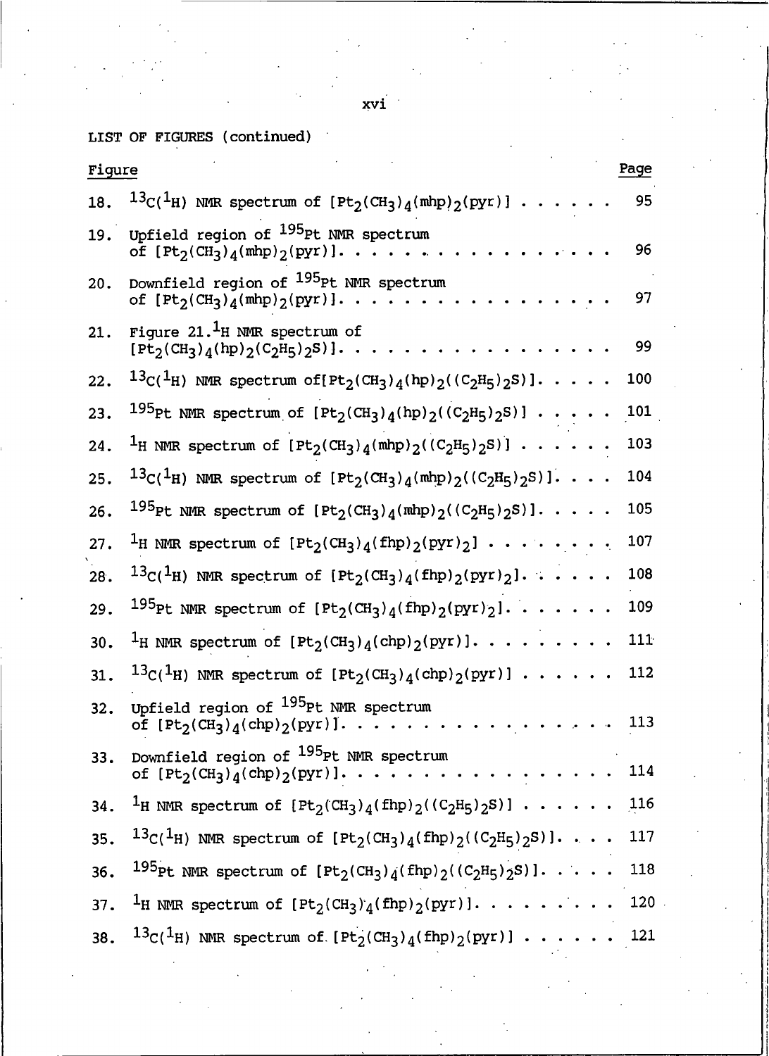LIST OF FIGURES (continued)

| Figure | | Page |
|---|---|---|
| 18. | $^{13}C(^{1}H)$ NMR spectrum of $[Pt_2(CH_3)_4(mhp)_2(pyr)]$ | 95 |
| 19. | Upfield region of $^{195}Pt$ NMR spectrum of $[Pt_2(CH_3)_4(mhp)_2(pyr)]$. | 96 |
| 20. | Downfield region of $^{195}Pt$ NMR spectrum of $[Pt_2(CH_3)_4(mhp)_2(pyr)]$. | 97 |
| 21. | Figure 21. $^{1}H$ NMR spectrum of $[Pt_2(CH_3)_4(hp)_2(C_2H_5)_2S)]$. | 99 |
| 22. | $^{13}C(^{1}H)$ NMR spectrum of $[Pt_2(CH_3)_4(hp)_2((C_2H_5)_2S)]$. | 100 |
| 23. | $^{195}Pt$ NMR spectrum of $[Pt_2(CH_3)_4(hp)_2((C_2H_5)_2S)]$ | 101 |
| 24. | $^{1}H$ NMR spectrum of $[Pt_2(CH_3)_4(mhp)_2((C_2H_5)_2S)]$ | 103 |
| 25. | $^{13}C(^{1}H)$ NMR spectrum of $[Pt_2(CH_3)_4(mhp)_2((C_2H_5)_2S)]$. | 104 |
| 26. | $^{195}Pt$ NMR spectrum of $[Pt_2(CH_3)_4(mhp)_2((C_2H_5)_2S)]$. | 105 |
| 27. | $^{1}H$ NMR spectrum of $[Pt_2(CH_3)_4(fhp)_2(pyr)_2]$ | 107 |
| 28. | $^{13}C(^{1}H)$ NMR spectrum of $[Pt_2(CH_3)_4(fhp)_2(pyr)_2]$. | 108 |
| 29. | $^{195}Pt$ NMR spectrum of $[Pt_2(CH_3)_4(fhp)_2(pyr)_2]$. | 109 |
| 30. | $^{1}H$ NMR spectrum of $[Pt_2(CH_3)_4(chp)_2(pyr)]$. | 111 |
| 31. | $^{13}C(^{1}H)$ NMR spectrum of $[Pt_2(CH_3)_4(chp)_2(pyr)]$ | 112 |
| 32. | Upfield region of $^{195}Pt$ NMR spectrum of $[Pt_2(CH_3)_4(chp)_2(pyr)]$. | 113 |
| 33. | Downfield region of $^{195}Pt$ NMR spectrum of $[Pt_2(CH_3)_4(chp)_2(pyr)]$. | 114 |
| 34. | $^{1}H$ NMR spectrum of $[Pt_2(CH_3)_4(fhp)_2((C_2H_5)_2S)]$ | 116 |
| 35. | $^{13}C(^{1}H)$ NMR spectrum of $[Pt_2(CH_3)_4(fhp)_2((C_2H_5)_2S)]$. | 117 |
| 36. | $^{195}Pt$ NMR spectrum of $[Pt_2(CH_3)_4(fhp)_2((C_2H_5)_2S)]$. | 118 |
| 37. | $^{1}H$ NMR spectrum of $[Pt_2(CH_3)_4(fhp)_2(pyr)]$. | 120 |
| 38. | $^{13}C(^{1}H)$ NMR spectrum of $[Pt_2(CH_3)_4(fhp)_2(pyr)]$ | 121 |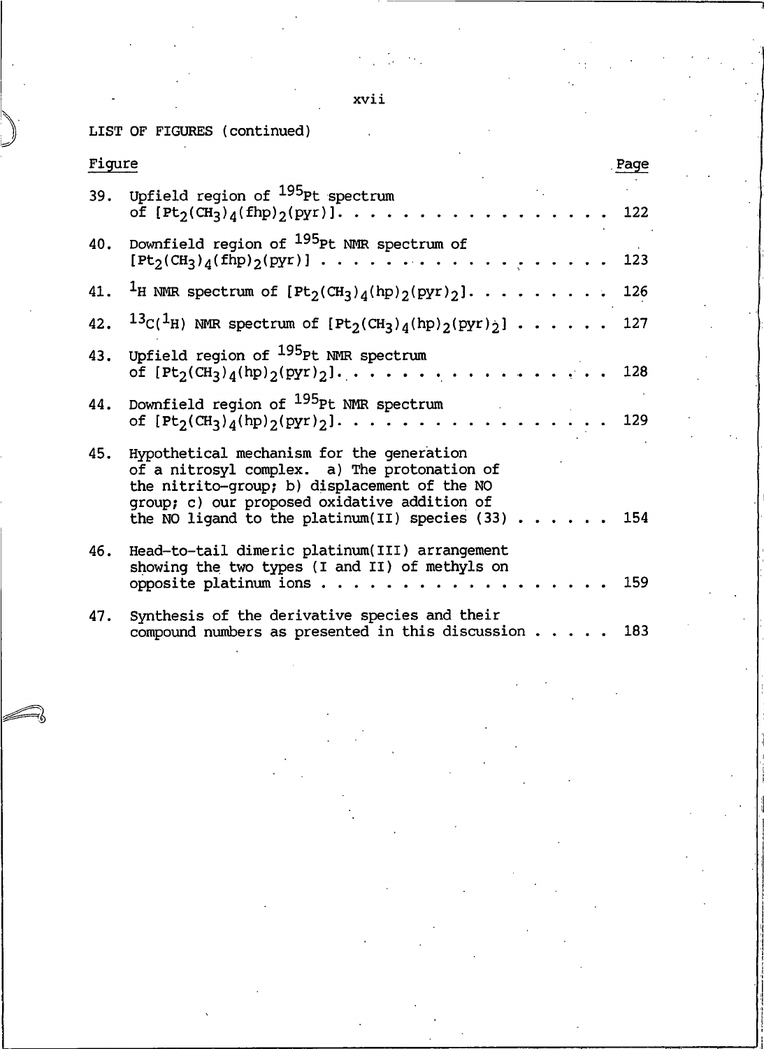LIST OF FIGURES (continued)

| Figure | | Page |
|---|---|---|
| 39. | Upfield region of $^{195}Pt$ spectrum of $[Pt_2(CH_3)_4(fhp)_2(pyr)]$ | 122 |
| 40. | Downfield region of $^{195}Pt$ NMR spectrum of $[Pt_2(CH_3)_4(fhp)_2(pyr)]$ | 123 |
| 41. | $^1H$ NMR spectrum of $[Pt_2(CH_3)_4(hp)_2(pyr)_2]$ | 126 |
| 42. | $^{13}C(^1H)$ NMR spectrum of $[Pt_2(CH_3)_4(hp)_2(pyr)_2]$ | 127 |
| 43. | Upfield region of $^{195}Pt$ NMR spectrum of $[Pt_2(CH_3)_4(hp)_2(pyr)_2]$ | 128 |
| 44. | Downfield region of $^{195}Pt$ NMR spectrum of $[Pt_2(CH_3)_4(hp)_2(pyr)_2]$ | 129 |
| 45. | Hypothetical mechanism for the generation of a nitrosyl complex. a) The protonation of the nitrito-group; b) displacement of the NO group; c) our proposed oxidative addition of the NO ligand to the platinum(II) species (33) | 154 |
| 46. | Head-to-tail dimeric platinum(III) arrangement showing the two types (I and II) of methyls on opposite platinum ions | 159 |
| 47. | Synthesis of the derivative species and their compound numbers as presented in this discussion | 183 |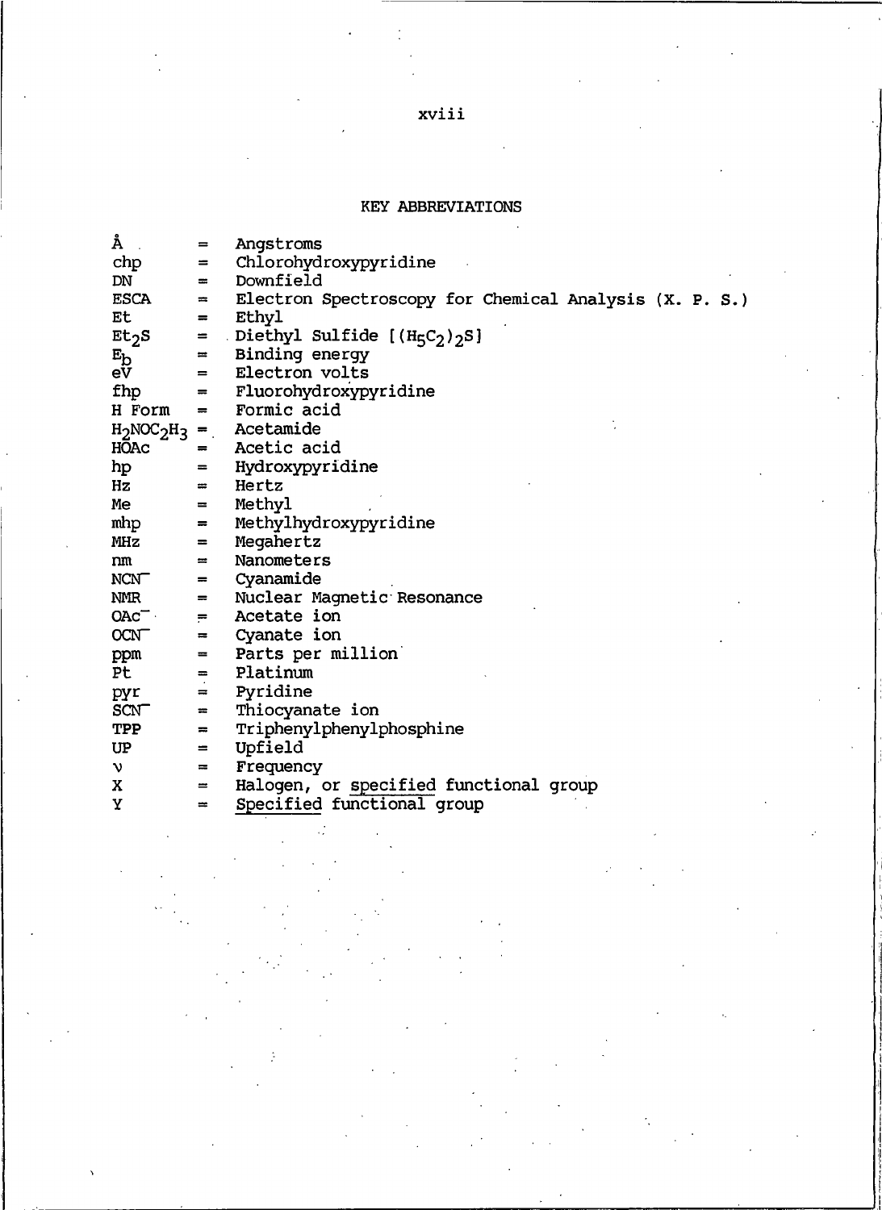## KEY ABBREVIATIONS

| | | |
|---|---|---|
| Å | = | Angstroms |
| chp | = | Chlorohydroxypyridine |
| DN | = | Downfield |
| ESCA | = | Electron Spectroscopy for Chemical Analysis (X. P. S.) |
| Et | = | Ethyl |
| $Et_2S$ | = | Diethyl Sulfide [$(H_5C_2)_2S$] |
| $E_b$ | = | Binding energy |
| eV | = | Electron volts |
| fhp | = | Fluorohydroxypyridine |
| H Form | = | Formic acid |
| $H_2NOC_2H_3$ | = | Acetamide |
| HOAc | = | Acetic acid |
| hp | = | Hydroxypyridine |
| Hz | = | Hertz |
| Me | = | Methyl |
| mhp | = | Methylhydroxypyridine |
| MHz | = | Megahertz |
| nm | = | Nanometers |
| $NCN^-$ | = | Cyanamide |
| NMR | = | Nuclear Magnetic Resonance |
| $OAc^-$ | = | Acetate ion |
| $OCN^-$ | = | Cyanate ion |
| ppm | = | Parts per million |
| Pt | = | Platinum |
| pyr | = | Pyridine |
| $SCN^-$ | = | Thiocyanate ion |
| TPP | = | Triphenylphenylphosphine |
| UP | = | Upfield |
| $\nu$ | = | Frequency |
| X | = | Halogen, or <u>specified</u> functional group |
| Y | = | <u>Specified</u> functional group |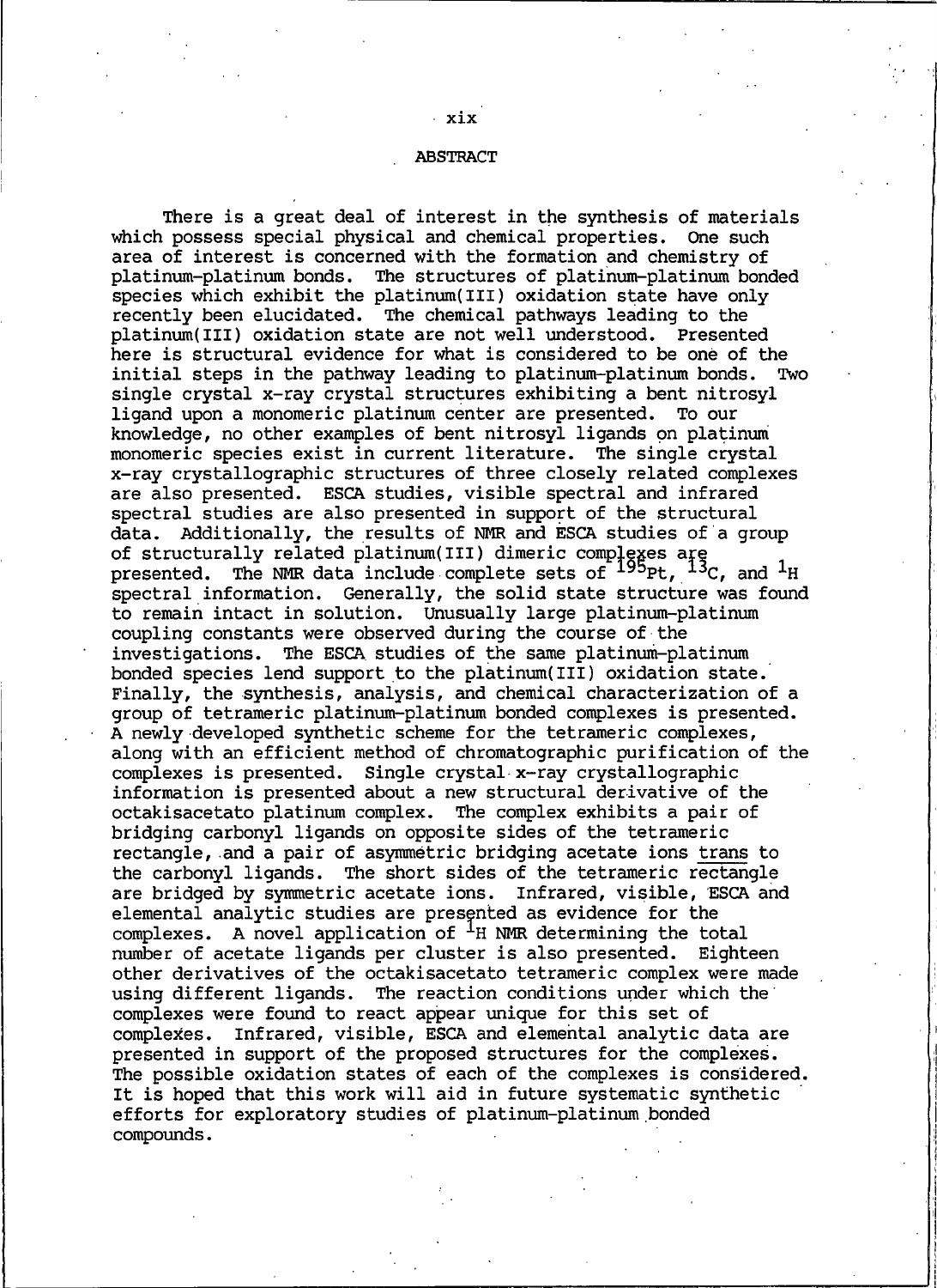# ABSTRACT

There is a great deal of interest in the synthesis of materials which possess special physical and chemical properties. One such area of interest is concerned with the formation and chemistry of platinum-platinum bonds. The structures of platinum-platinum bonded species which exhibit the platinum(III) oxidation state have only recently been elucidated. The chemical pathways leading to the platinum(III) oxidation state are not well understood. Presented here is structural evidence for what is considered to be one of the initial steps in the pathway leading to platinum-platinum bonds. Two single crystal x-ray crystal structures exhibiting a bent nitrosyl ligand upon a monomeric platinum center are presented. To our knowledge, no other examples of bent nitrosyl ligands on platinum monomeric species exist in current literature. The single crystal x-ray crystallographic structures of three closely related complexes are also presented. ESCA studies, visible spectral and infrared spectral studies are also presented in support of the structural data. Additionally, the results of NMR and ESCA studies of a group of structurally related platinum(III) dimeric complexes are presented. The NMR data include complete sets of $^{195}$Pt, $^{13}$C, and $^{1}$H spectral information. Generally, the solid state structure was found to remain intact in solution. Unusually large platinum-platinum coupling constants were observed during the course of the investigations. The ESCA studies of the same platinum-platinum bonded species lend support to the platinum(III) oxidation state. Finally, the synthesis, analysis, and chemical characterization of a group of tetrameric platinum-platinum bonded complexes is presented. A newly developed synthetic scheme for the tetrameric complexes, along with an efficient method of chromatographic purification of the complexes is presented. Single crystal x-ray crystallographic information is presented about a new structural derivative of the octakisacetato platinum complex. The complex exhibits a pair of bridging carbonyl ligands on opposite sides of the tetrameric rectangle, and a pair of asymmetric bridging acetate ions <u>trans</u> to the carbonyl ligands. The short sides of the tetrameric rectangle are bridged by symmetric acetate ions. Infrared, visible, ESCA and elemental analytic studies are presented as evidence for the complexes. A novel application of $^{1}$H NMR determining the total number of acetate ligands per cluster is also presented. Eighteen other derivatives of the octakisacetato tetrameric complex were made using different ligands. The reaction conditions under which the complexes were found to react appear unique for this set of complexes. Infrared, visible, ESCA and elemental analytic data are presented in support of the proposed structures for the complexes. The possible oxidation states of each of the complexes is considered. It is hoped that this work will aid in future systematic synthetic efforts for exploratory studies of platinum-platinum bonded compounds.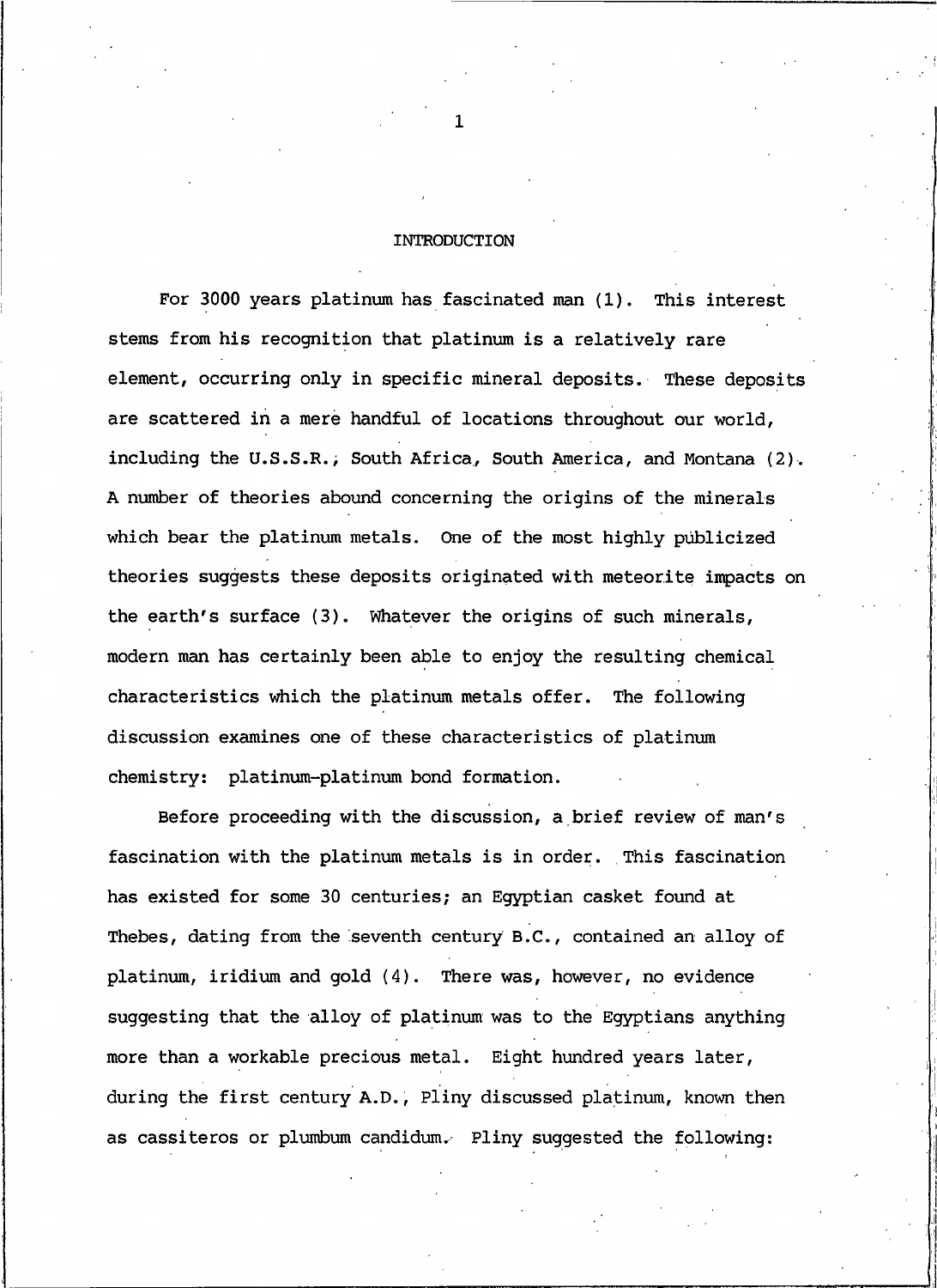# INTRODUCTION

For 3000 years platinum has fascinated man (1). This interest stems from his recognition that platinum is a relatively rare element, occurring only in specific mineral deposits. These deposits are scattered in a mere handful of locations throughout our world, including the U.S.S.R., South Africa, South America, and Montana (2). A number of theories abound concerning the origins of the minerals which bear the platinum metals. One of the most highly publicized theories suggests these deposits originated with meteorite impacts on the earth's surface (3). Whatever the origins of such minerals, modern man has certainly been able to enjoy the resulting chemical characteristics which the platinum metals offer. The following discussion examines one of these characteristics of platinum chemistry: platinum-platinum bond formation.

Before proceeding with the discussion, a brief review of man's fascination with the platinum metals is in order. This fascination has existed for some 30 centuries; an Egyptian casket found at Thebes, dating from the seventh century B.C., contained an alloy of platinum, iridium and gold (4). There was, however, no evidence suggesting that the alloy of platinum was to the Egyptians anything more than a workable precious metal. Eight hundred years later, during the first century A.D., Pliny discussed platinum, known then as cassiteros or plumbum candidum. Pliny suggested the following: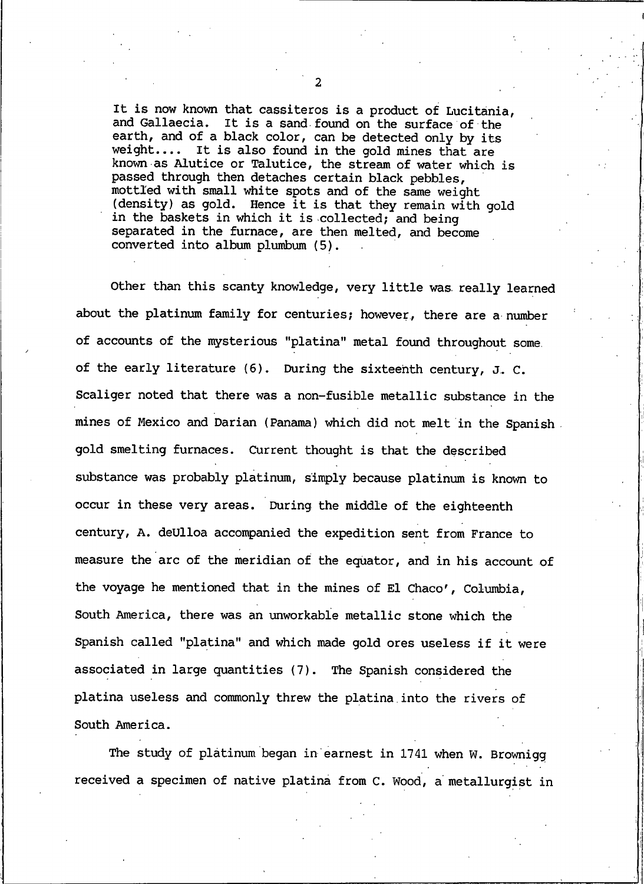> It is now known that cassiteros is a product of Lucitania, and Gallaecia. It is a sand found on the surface of the earth, and of a black color, can be detected only by its weight.... It is also found in the gold mines that are known as Alutice or Talutice, the stream of water which is passed through then detaches certain black pebbles, mottled with small white spots and of the same weight (density) as gold. Hence it is that they remain with gold in the baskets in which it is collected; and being separated in the furnace, are then melted, and become converted into album plumbum (5).

Other than this scanty knowledge, very little was really learned about the platinum family for centuries; however, there are a number of accounts of the mysterious "platina" metal found throughout some of the early literature (6). During the sixteenth century, J. C. Scaliger noted that there was a non-fusible metallic substance in the mines of Mexico and Darian (Panama) which did not melt in the Spanish gold smelting furnaces. Current thought is that the described substance was probably platinum, simply because platinum is known to occur in these very areas. During the middle of the eighteenth century, A. deUlloa accompanied the expedition sent from France to measure the arc of the meridian of the equator, and in his account of the voyage he mentioned that in the mines of El Chaco', Columbia, South America, there was an unworkable metallic stone which the Spanish called "platina" and which made gold ores useless if it were associated in large quantities (7). The Spanish considered the platina useless and commonly threw the platina into the rivers of South America.

The study of platinum began in earnest in 1741 when W. Brownigg received a specimen of native platina from C. Wood, a metallurgist in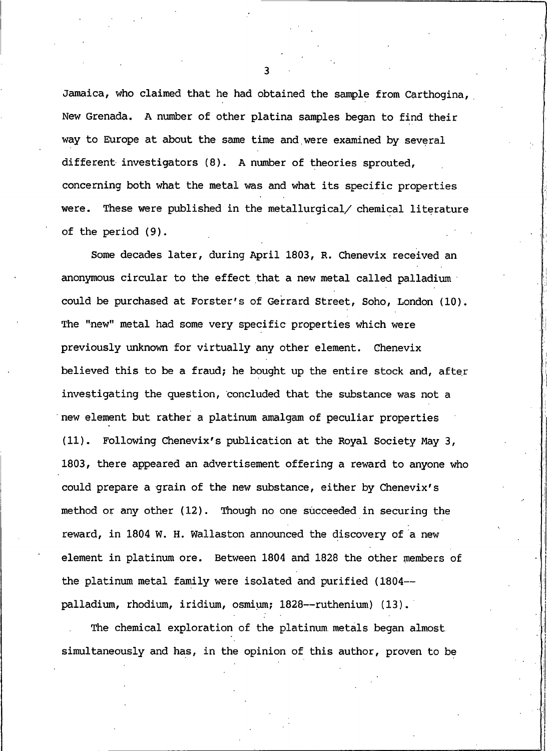Jamaica, who claimed that he had obtained the sample from Carthogina, New Grenada. A number of other platina samples began to find their way to Europe at about the same time and were examined by several different investigators (8). A number of theories sprouted, concerning both what the metal was and what its specific properties were. These were published in the metallurgical/ chemical literature of the period (9).

Some decades later, during April 1803, R. Chenevix received an anonymous circular to the effect that a new metal called palladium could be purchased at Forster's of Gerrard Street, Soho, London (10). The "new" metal had some very specific properties which were previously unknown for virtually any other element. Chenevix believed this to be a fraud; he bought up the entire stock and, after investigating the question, concluded that the substance was not a new element but rather a platinum amalgam of peculiar properties (11). Following Chenevix's publication at the Royal Society May 3, 1803, there appeared an advertisement offering a reward to anyone who could prepare a grain of the new substance, either by Chenevix's method or any other (12). Though no one succeeded in securing the reward, in 1804 W. H. Wallaston announced the discovery of a new element in platinum ore. Between 1804 and 1828 the other members of the platinum metal family were isolated and purified (1804--palladium, rhodium, iridium, osmium; 1828--ruthenium) (13).

The chemical exploration of the platinum metals began almost simultaneously and has, in the opinion of this author, proven to be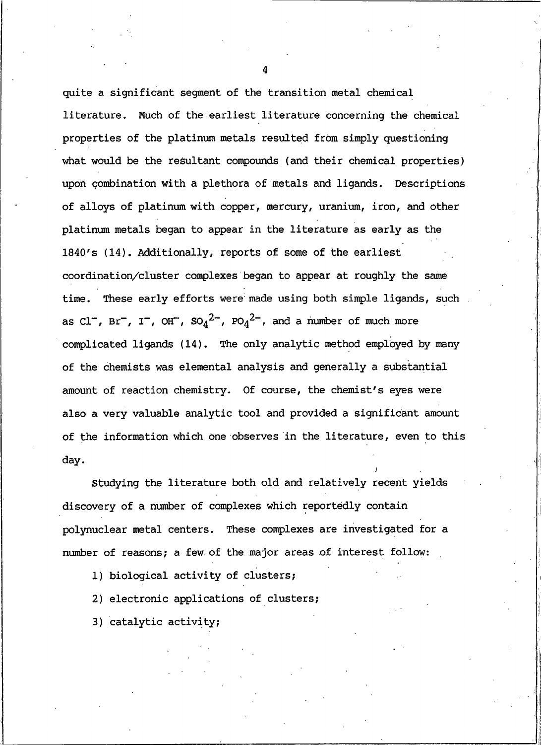quite a significant segment of the transition metal chemical literature. Much of the earliest literature concerning the chemical properties of the platinum metals resulted from simply questioning what would be the resultant compounds (and their chemical properties) upon combination with a plethora of metals and ligands. Descriptions of alloys of platinum with copper, mercury, uranium, iron, and other platinum metals began to appear in the literature as early as the 1840's (14). Additionally, reports of some of the earliest coordination/cluster complexes began to appear at roughly the same time. These early efforts were made using both simple ligands, such as $Cl^-$, $Br^-$, $I^-$, $OH^-$, $SO_4^{2-}$, $PO_4^{2-}$, and a number of much more complicated ligands (14). The only analytic method employed by many of the chemists was elemental analysis and generally a substantial amount of reaction chemistry. Of course, the chemist's eyes were also a very valuable analytic tool and provided a significant amount of the information which one observes in the literature, even to this day.

Studying the literature both old and relatively recent yields discovery of a number of complexes which reportedly contain polynuclear metal centers. These complexes are investigated for a number of reasons; a few of the major areas of interest follow:

1) biological activity of clusters;
2) electronic applications of clusters;
3) catalytic activity;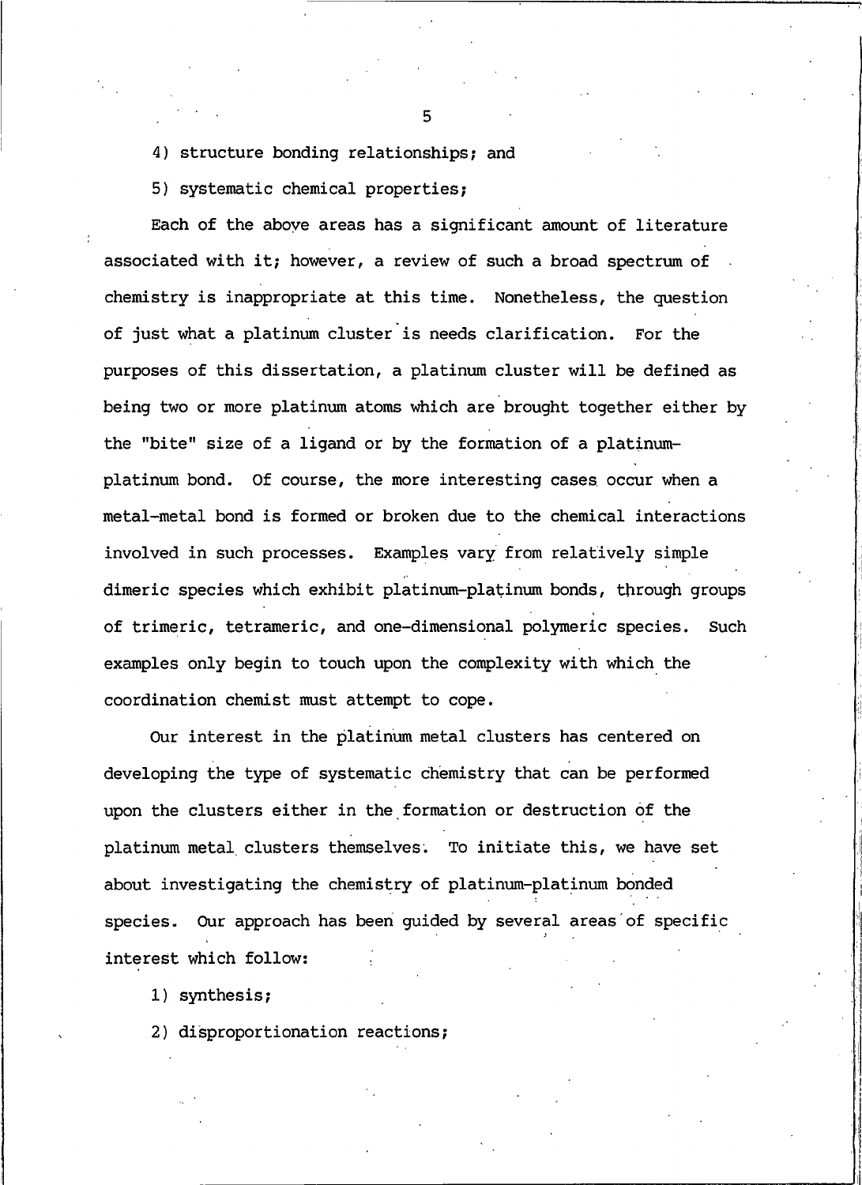4) structure bonding relationships; and

5) systematic chemical properties;

Each of the above areas has a significant amount of literature associated with it; however, a review of such a broad spectrum of chemistry is inappropriate at this time. Nonetheless, the question of just what a platinum cluster is needs clarification. For the purposes of this dissertation, a platinum cluster will be defined as being two or more platinum atoms which are brought together either by the "bite" size of a ligand or by the formation of a platinum-platinum bond. Of course, the more interesting cases occur when a metal-metal bond is formed or broken due to the chemical interactions involved in such processes. Examples vary from relatively simple dimeric species which exhibit platinum-platinum bonds, through groups of trimeric, tetrameric, and one-dimensional polymeric species. Such examples only begin to touch upon the complexity with which the coordination chemist must attempt to cope.

Our interest in the platinum metal clusters has centered on developing the type of systematic chemistry that can be performed upon the clusters either in the formation or destruction of the platinum metal clusters themselves. To initiate this, we have set about investigating the chemistry of platinum-platinum bonded species. Our approach has been guided by several areas of specific interest which follow:

1) synthesis;

2) disproportionation reactions;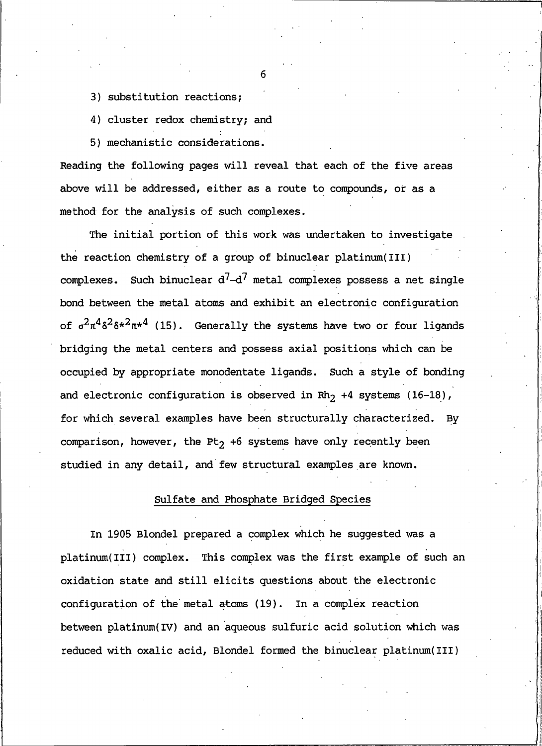3) substitution reactions;

4) cluster redox chemistry; and

5) mechanistic considerations.

Reading the following pages will reveal that each of the five areas above will be addressed, either as a route to compounds, or as a method for the analysis of such complexes.

The initial portion of this work was undertaken to investigate the reaction chemistry of a group of binuclear platinum(III) complexes. Such binuclear $d^7$–$d^7$ metal complexes possess a net single bond between the metal atoms and exhibit an electronic configuration of $\sigma^2\pi^4\delta^2\delta^{*2}\pi^{*4}$ (15). Generally the systems have two or four ligands bridging the metal centers and possess axial positions which can be occupied by appropriate monodentate ligands. Such a style of bonding and electronic configuration is observed in $Rh_2$ +4 systems (16–18), for which several examples have been structurally characterized. By comparison, however, the $Pt_2$ +6 systems have only recently been studied in any detail, and few structural examples are known.

## Sulfate and Phosphate Bridged Species

In 1905 Blondel prepared a complex which he suggested was a platinum(III) complex. This complex was the first example of such an oxidation state and still elicits questions about the electronic configuration of the metal atoms (19). In a complex reaction between platinum(IV) and an aqueous sulfuric acid solution which was reduced with oxalic acid, Blondel formed the binuclear platinum(III)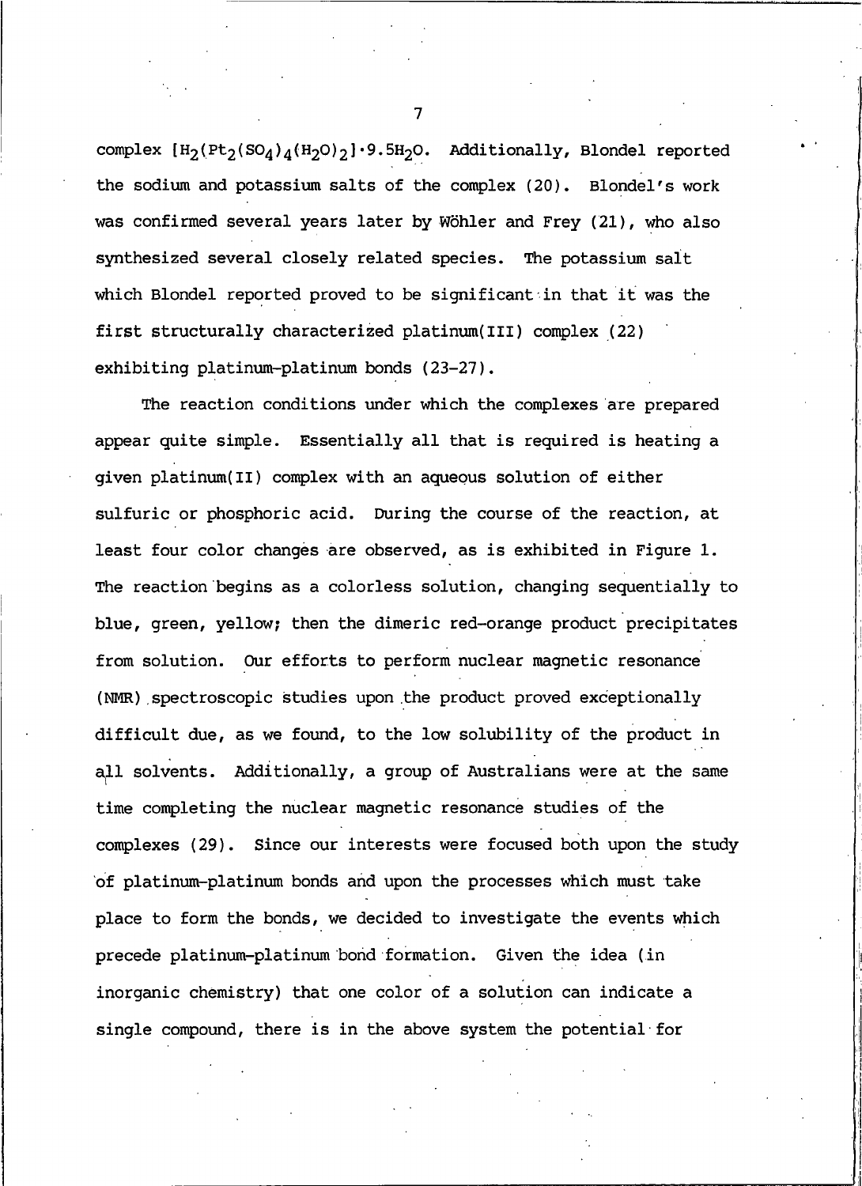complex $[H_2(Pt_2(SO_4)_4(H_2O)_2]\cdot 9.5H_2O$. Additionally, Blondel reported the sodium and potassium salts of the complex (20). Blondel's work was confirmed several years later by Wöhler and Frey (21), who also synthesized several closely related species. The potassium salt which Blondel reported proved to be significant in that it was the first structurally characterized platinum(III) complex (22) exhibiting platinum-platinum bonds (23-27).

The reaction conditions under which the complexes are prepared appear quite simple. Essentially all that is required is heating a given platinum(II) complex with an aqueous solution of either sulfuric or phosphoric acid. During the course of the reaction, at least four color changes are observed, as is exhibited in Figure 1. The reaction begins as a colorless solution, changing sequentially to blue, green, yellow; then the dimeric red-orange product precipitates from solution. Our efforts to perform nuclear magnetic resonance (NMR) spectroscopic studies upon the product proved exceptionally difficult due, as we found, to the low solubility of the product in all solvents. Additionally, a group of Australians were at the same time completing the nuclear magnetic resonance studies of the complexes (29). Since our interests were focused both upon the study of platinum-platinum bonds and upon the processes which must take place to form the bonds, we decided to investigate the events which precede platinum-platinum bond formation. Given the idea (in inorganic chemistry) that one color of a solution can indicate a single compound, there is in the above system the potential for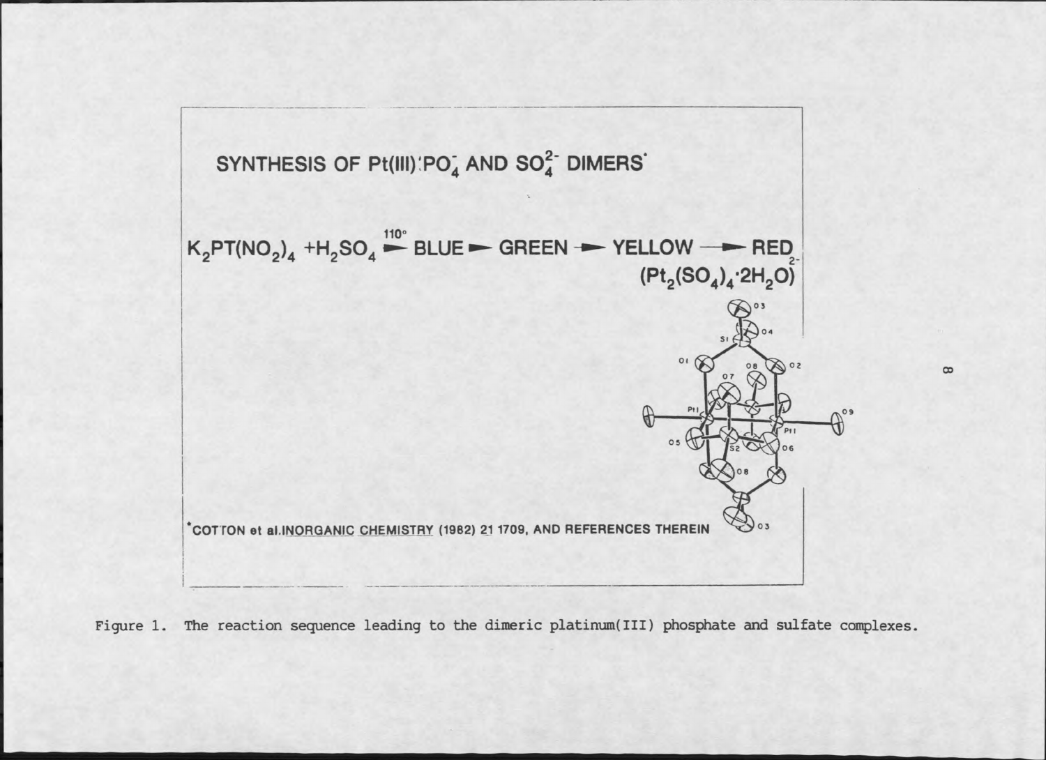SYNTHESIS OF Pt(III) $PO_4^-$ AND $SO_4^{2-}$ DIMERS*

$$K_2PT(NO_2)_4 + H_2SO_4 \xrightarrow{110^\circ} \text{BLUE} \rightarrow \text{GREEN} \rightarrow \text{YELLOW} \rightarrow \text{RED}$$

$(Pt_2(SO_4)_4 \cdot 2H_2O)^{2-}$

*COTTON et al. INORGANIC CHEMISTRY (1982) 21 1709, AND REFERENCES THEREIN

Figure 1. The reaction sequence leading to the dimeric platinum(III) phosphate and sulfate complexes.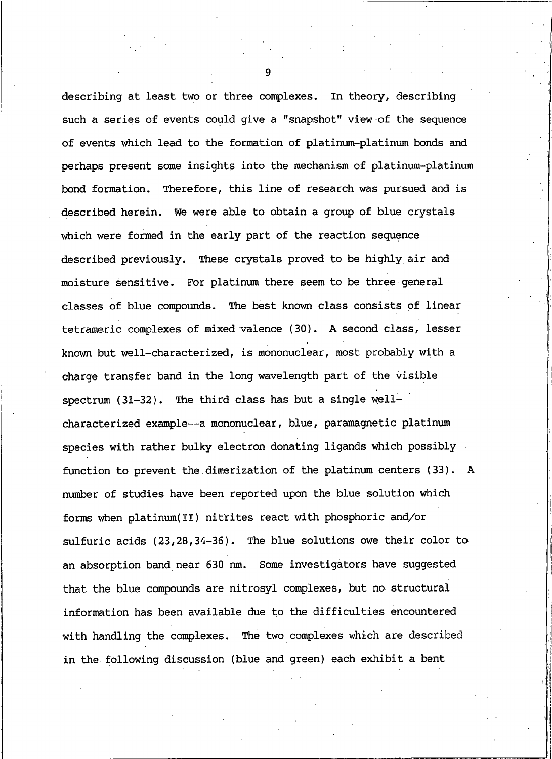describing at least two or three complexes. In theory, describing such a series of events could give a "snapshot" view of the sequence of events which lead to the formation of platinum-platinum bonds and perhaps present some insights into the mechanism of platinum-platinum bond formation. Therefore, this line of research was pursued and is described herein. We were able to obtain a group of blue crystals which were formed in the early part of the reaction sequence described previously. These crystals proved to be highly air and moisture sensitive. For platinum there seem to be three general classes of blue compounds. The best known class consists of linear tetrameric complexes of mixed valence (30). A second class, lesser known but well-characterized, is mononuclear, most probably with a charge transfer band in the long wavelength part of the visible spectrum (31-32). The third class has but a single well-characterized example—a mononuclear, blue, paramagnetic platinum species with rather bulky electron donating ligands which possibly function to prevent the dimerization of the platinum centers (33). A number of studies have been reported upon the blue solution which forms when platinum(II) nitrites react with phosphoric and/or sulfuric acids (23,28,34-36). The blue solutions owe their color to an absorption band near 630 nm. Some investigators have suggested that the blue compounds are nitrosyl complexes, but no structural information has been available due to the difficulties encountered with handling the complexes. The two complexes which are described in the following discussion (blue and green) each exhibit a bent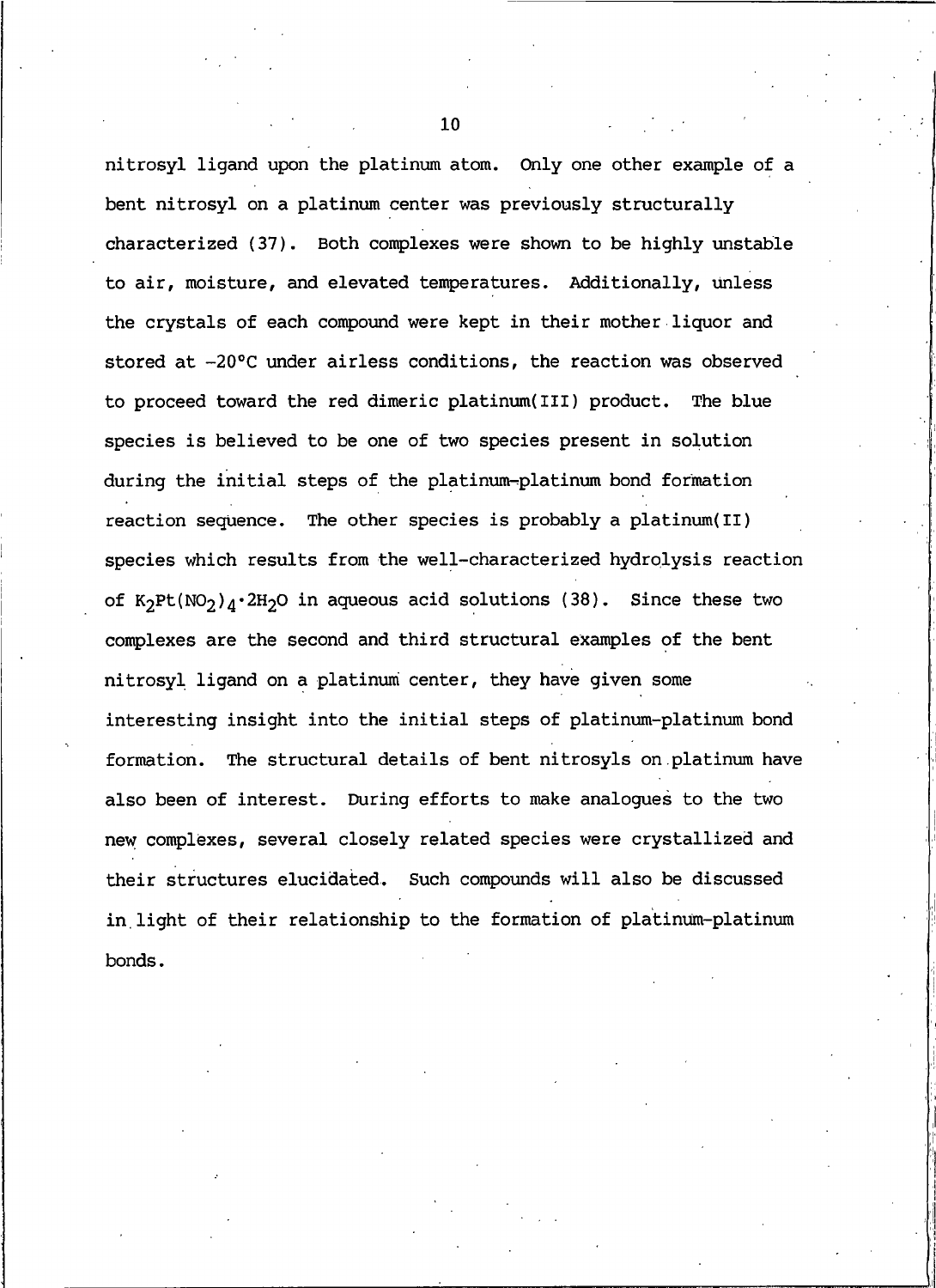nitrosyl ligand upon the platinum atom. Only one other example of a bent nitrosyl on a platinum center was previously structurally characterized (37). Both complexes were shown to be highly unstable to air, moisture, and elevated temperatures. Additionally, unless the crystals of each compound were kept in their mother liquor and stored at −20°C under airless conditions, the reaction was observed to proceed toward the red dimeric platinum(III) product. The blue species is believed to be one of two species present in solution during the initial steps of the platinum-platinum bond formation reaction sequence. The other species is probably a platinum(II) species which results from the well-characterized hydrolysis reaction of $K_2Pt(NO_2)_4 \cdot 2H_2O$ in aqueous acid solutions (38). Since these two complexes are the second and third structural examples of the bent nitrosyl ligand on a platinum center, they have given some interesting insight into the initial steps of platinum-platinum bond formation. The structural details of bent nitrosyls on platinum have also been of interest. During efforts to make analogues to the two new complexes, several closely related species were crystallized and their structures elucidated. Such compounds will also be discussed in light of their relationship to the formation of platinum-platinum bonds.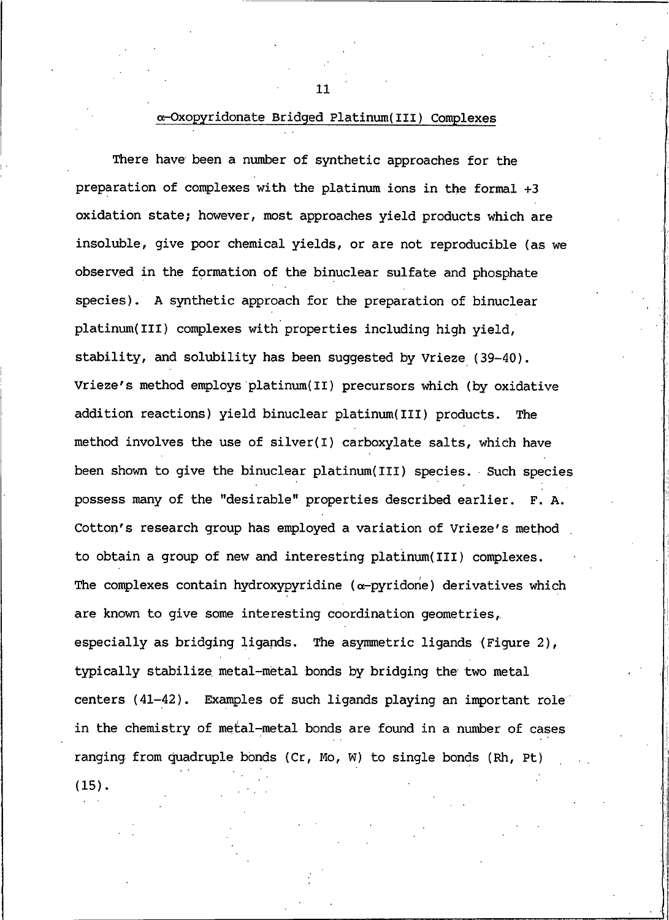## α-Oxopyridonate Bridged Platinum(III) Complexes

There have been a number of synthetic approaches for the preparation of complexes with the platinum ions in the formal +3 oxidation state; however, most approaches yield products which are insoluble, give poor chemical yields, or are not reproducible (as we observed in the formation of the binuclear sulfate and phosphate species). A synthetic approach for the preparation of binuclear platinum(III) complexes with properties including high yield, stability, and solubility has been suggested by Vrieze (39-40). Vrieze's method employs platinum(II) precursors which (by oxidative addition reactions) yield binuclear platinum(III) products. The method involves the use of silver(I) carboxylate salts, which have been shown to give the binuclear platinum(III) species. Such species possess many of the "desirable" properties described earlier. F. A. Cotton's research group has employed a variation of Vrieze's method to obtain a group of new and interesting platinum(III) complexes. The complexes contain hydroxypyridine (α-pyridone) derivatives which are known to give some interesting coordination geometries, especially as bridging ligands. The asymmetric ligands (Figure 2), typically stabilize metal-metal bonds by bridging the two metal centers (41-42). Examples of such ligands playing an important role in the chemistry of metal-metal bonds are found in a number of cases ranging from quadruple bonds (Cr, Mo, W) to single bonds (Rh, Pt) (15).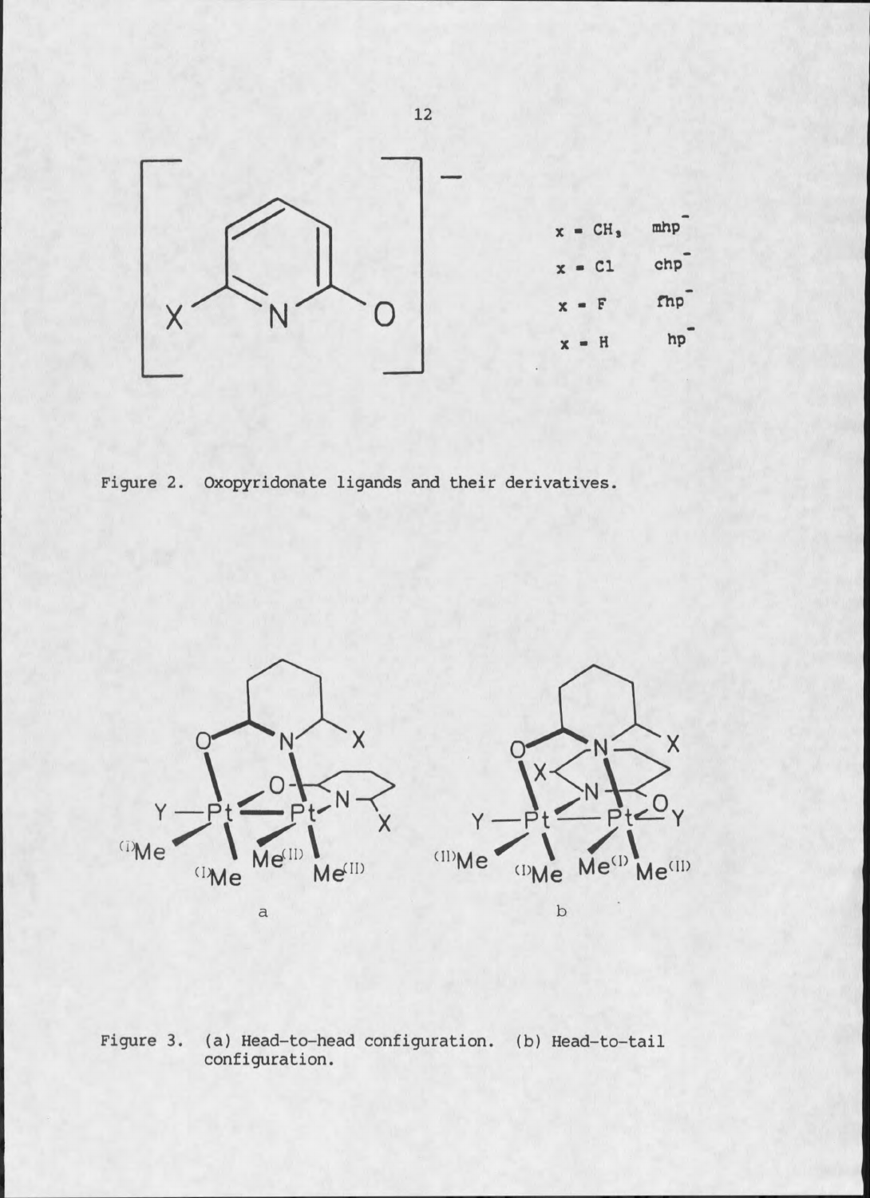| | |
|---|---|
| x = $CH_3$ | mhp$^-$ |
| x = Cl | chp$^-$ |
| x = F | fhp$^-$ |
| x = H | hp$^-$ |

Figure 2. Oxopyridonate ligands and their derivatives.

Figure 3. (a) Head-to-head configuration. (b) Head-to-tail configuration.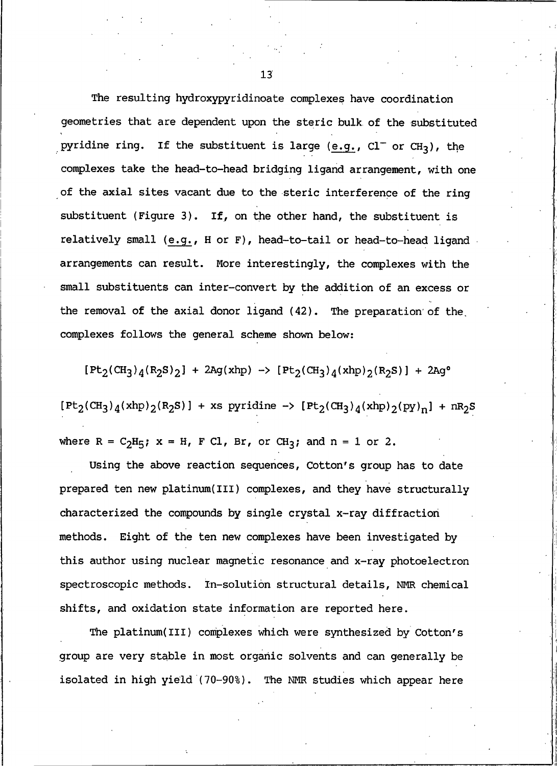The resulting hydroxypyridinoate complexes have coordination geometries that are dependent upon the steric bulk of the substituted pyridine ring. If the substituent is large (e.g., $Cl^-$ or $CH_3$), the complexes take the head-to-head bridging ligand arrangement, with one of the axial sites vacant due to the steric interference of the ring substituent (Figure 3). If, on the other hand, the substituent is relatively small (e.g., H or F), head-to-tail or head-to-head ligand arrangements can result. More interestingly, the complexes with the small substituents can inter-convert by the addition of an excess or the removal of the axial donor ligand (42). The preparation of the complexes follows the general scheme shown below:

$$[Pt_2(CH_3)_4(R_2S)_2] + 2Ag(xhp) \rightarrow [Pt_2(CH_3)_4(xhp)_2(R_2S)] + 2Ag^{\circ}$$

$$[Pt_2(CH_3)_4(xhp)_2(R_2S)] + \text{xs pyridine} \rightarrow [Pt_2(CH_3)_4(xhp)_2(py)_n] + nR_2S$$

where $R = C_2H_5$; x = H, F Cl, Br, or $CH_3$; and n = 1 or 2.

Using the above reaction sequences, Cotton's group has to date prepared ten new platinum(III) complexes, and they have structurally characterized the compounds by single crystal x-ray diffraction methods. Eight of the ten new complexes have been investigated by this author using nuclear magnetic resonance and x-ray photoelectron spectroscopic methods. In-solution structural details, NMR chemical shifts, and oxidation state information are reported here.

The platinum(III) complexes which were synthesized by Cotton's group are very stable in most organic solvents and can generally be isolated in high yield (70-90%). The NMR studies which appear here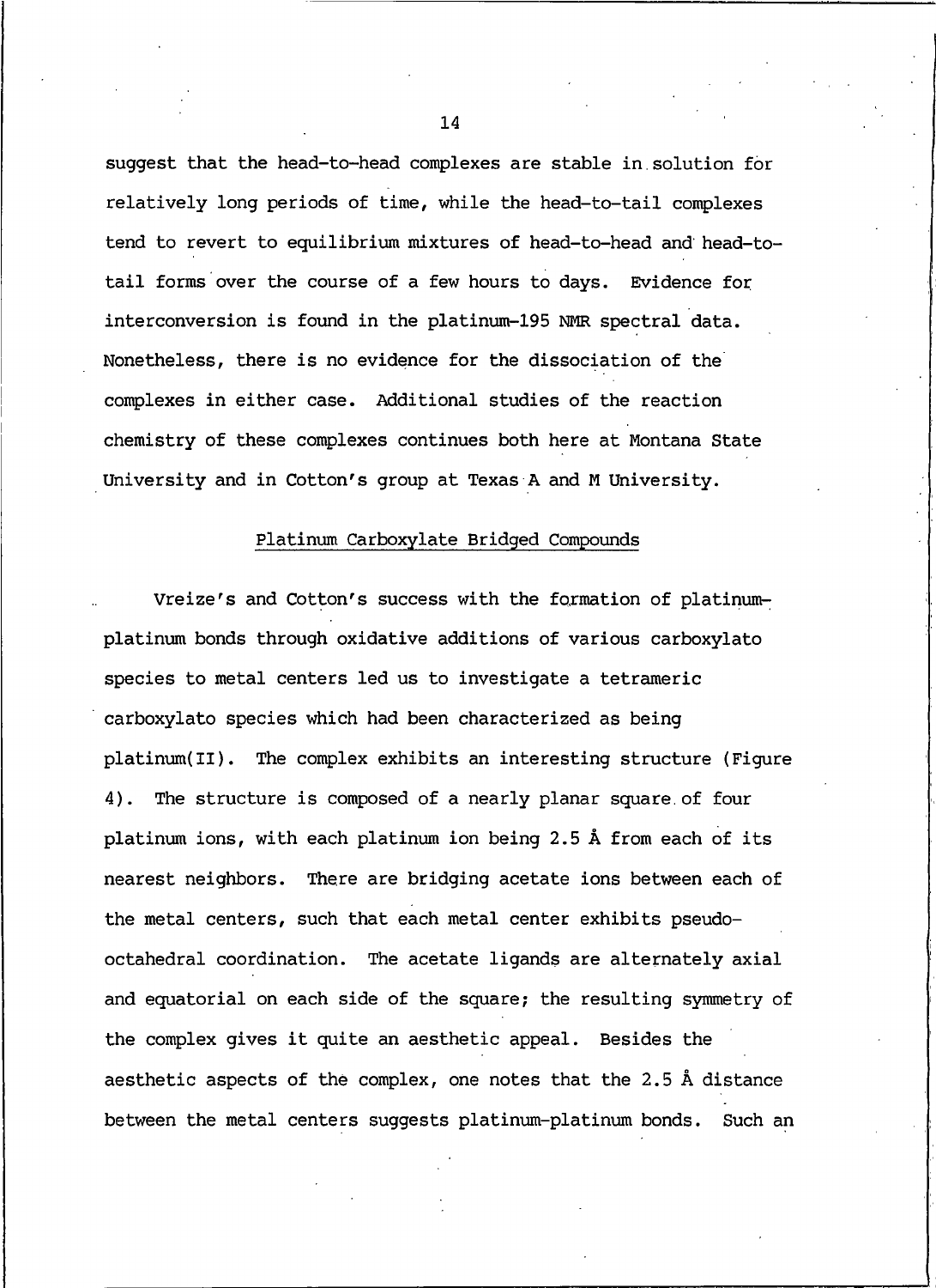suggest that the head-to-head complexes are stable in solution for relatively long periods of time, while the head-to-tail complexes tend to revert to equilibrium mixtures of head-to-head and head-to-tail forms over the course of a few hours to days. Evidence for interconversion is found in the platinum-195 NMR spectral data. Nonetheless, there is no evidence for the dissociation of the complexes in either case. Additional studies of the reaction chemistry of these complexes continues both here at Montana State University and in Cotton's group at Texas A and M University.

## Platinum Carboxylate Bridged Compounds

Vreize's and Cotton's success with the formation of platinum-platinum bonds through oxidative additions of various carboxylato species to metal centers led us to investigate a tetrameric carboxylato species which had been characterized as being platinum(II). The complex exhibits an interesting structure (Figure 4). The structure is composed of a nearly planar square of four platinum ions, with each platinum ion being 2.5 Å from each of its nearest neighbors. There are bridging acetate ions between each of the metal centers, such that each metal center exhibits pseudo-octahedral coordination. The acetate ligands are alternately axial and equatorial on each side of the square; the resulting symmetry of the complex gives it quite an aesthetic appeal. Besides the aesthetic aspects of the complex, one notes that the 2.5 Å distance between the metal centers suggests platinum-platinum bonds. Such an